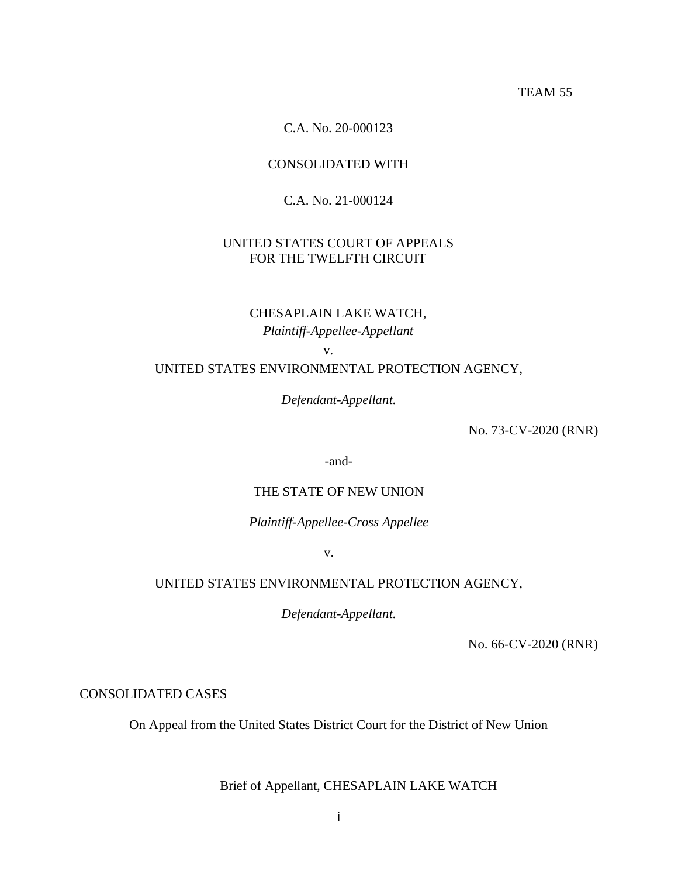TEAM 55

C.A. No. 20-000123

CONSOLIDATED WITH

C.A. No. 21-000124

UNITED STATES COURT OF APPEALS
FOR THE TWELFTH CIRCUIT

CHESAPLAIN LAKE WATCH,
*Plaintiff-Appellee-Appellant*

v.

UNITED STATES ENVIRONMENTAL PROTECTION AGENCY,

*Defendant-Appellant.*

No. 73-CV-2020 (RNR)

-and-

THE STATE OF NEW UNION

*Plaintiff-Appellee-Cross Appellee*

v.

UNITED STATES ENVIRONMENTAL PROTECTION AGENCY,

*Defendant-Appellant.*

No. 66-CV-2020 (RNR)

CONSOLIDATED CASES

On Appeal from the United States District Court for the District of New Union

Brief of Appellant, CHESAPLAIN LAKE WATCH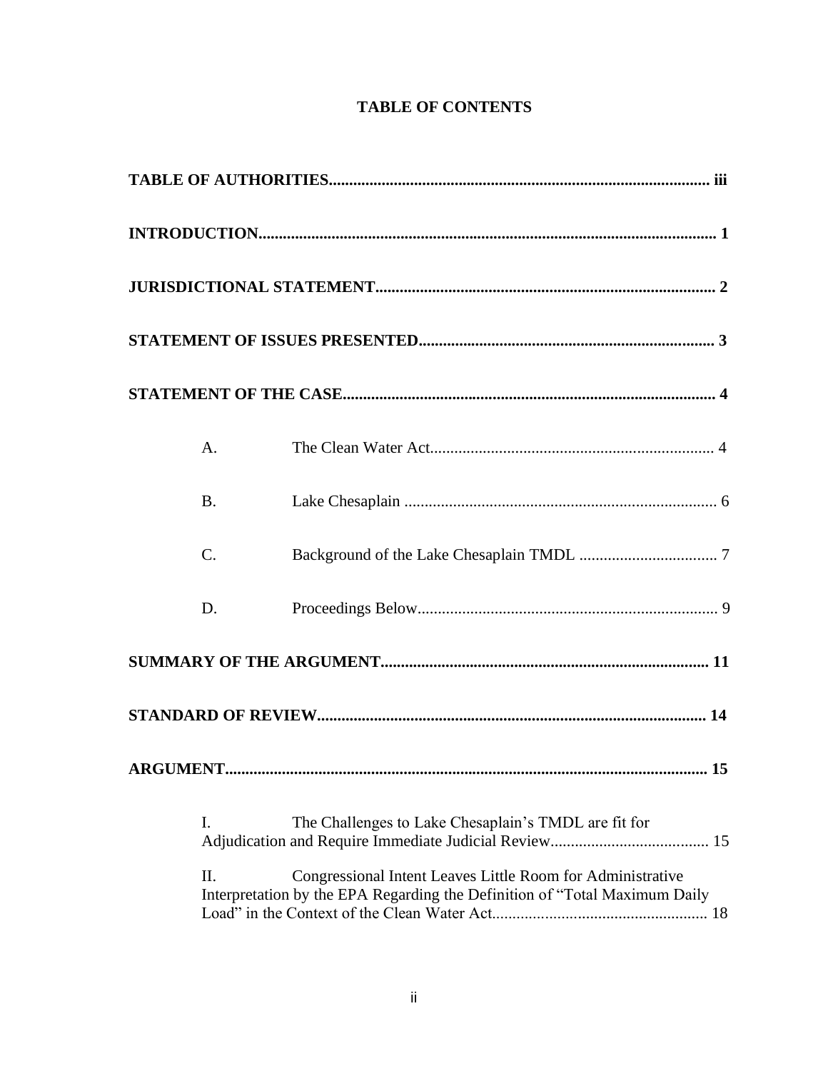# TABLE OF CONTENTS

**TABLE OF AUTHORITIES** .......... iii

**INTRODUCTION** .......... 1

**JURISDICTIONAL STATEMENT** .......... 2

**STATEMENT OF ISSUES PRESENTED** .......... 3

**STATEMENT OF THE CASE** .......... 4

A. The Clean Water Act .......... 4

B. Lake Chesaplain .......... 6

C. Background of the Lake Chesaplain TMDL .......... 7

D. Proceedings Below .......... 9

**SUMMARY OF THE ARGUMENT** .......... 11

**STANDARD OF REVIEW** .......... 14

**ARGUMENT** .......... 15

I. The Challenges to Lake Chesaplain's TMDL are fit for Adjudication and Require Immediate Judicial Review .......... 15

II. Congressional Intent Leaves Little Room for Administrative Interpretation by the EPA Regarding the Definition of "Total Maximum Daily Load" in the Context of the Clean Water Act .......... 18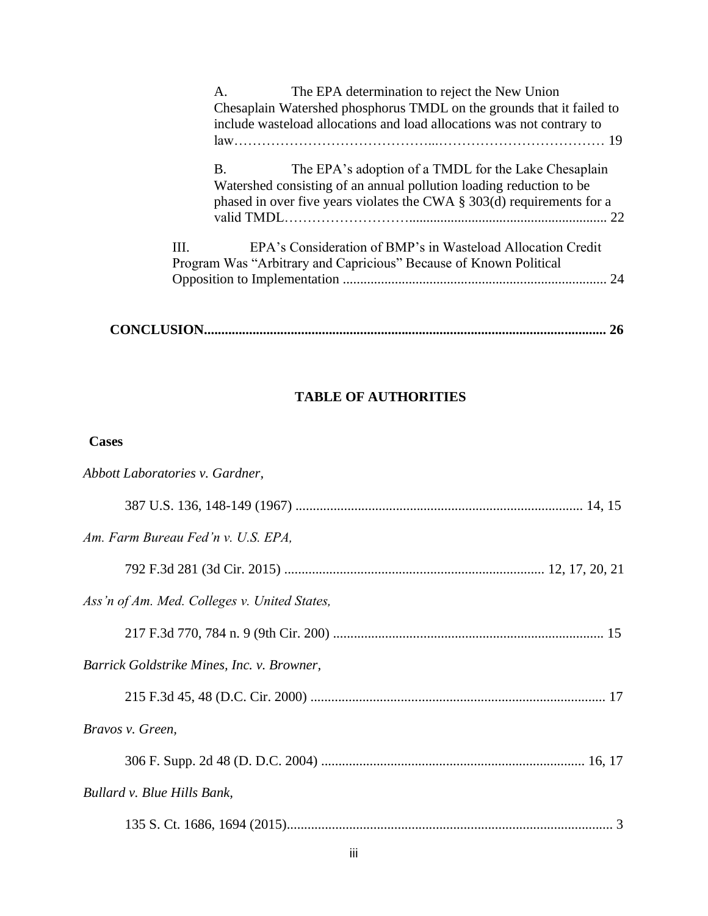A. The EPA determination to reject the New Union Chesaplain Watershed phosphorus TMDL on the grounds that it failed to include wasteload allocations and load allocations was not contrary to law…………………………………...……………………………… 19

B. The EPA's adoption of a TMDL for the Lake Chesaplain Watershed consisting of an annual pollution loading reduction to be phased in over five years violates the CWA § 303(d) requirements for a valid TMDL…………………….......................................................... 22

III. EPA's Consideration of BMP's in Wasteload Allocation Credit Program Was "Arbitrary and Capricious" Because of Known Political Opposition to Implementation ........................................................................... 24

**CONCLUSION.................................................................................................................. 26**

## TABLE OF AUTHORITIES

**Cases**

*Abbott Laboratories v. Gardner*,

387 U.S. 136, 148-149 (1967) .................................................................................. 14, 15

*Am. Farm Bureau Fed'n v. U.S. EPA,*

792 F.3d 281 (3d Cir. 2015) .......................................................................... 12, 17, 20, 21

*Ass'n of Am. Med. Colleges v. United States,*

217 F.3d 770, 784 n. 9 (9th Cir. 200) ............................................................................. 15

*Barrick Goldstrike Mines, Inc. v. Browner*,

215 F.3d 45, 48 (D.C. Cir. 2000) .................................................................................... 17

*Bravos v. Green,*

306 F. Supp. 2d 48 (D. D.C. 2004) ........................................................................... 16, 17

*Bullard v. Blue Hills Bank,*

135 S. Ct. 1686, 1694 (2015)............................................................................................. 3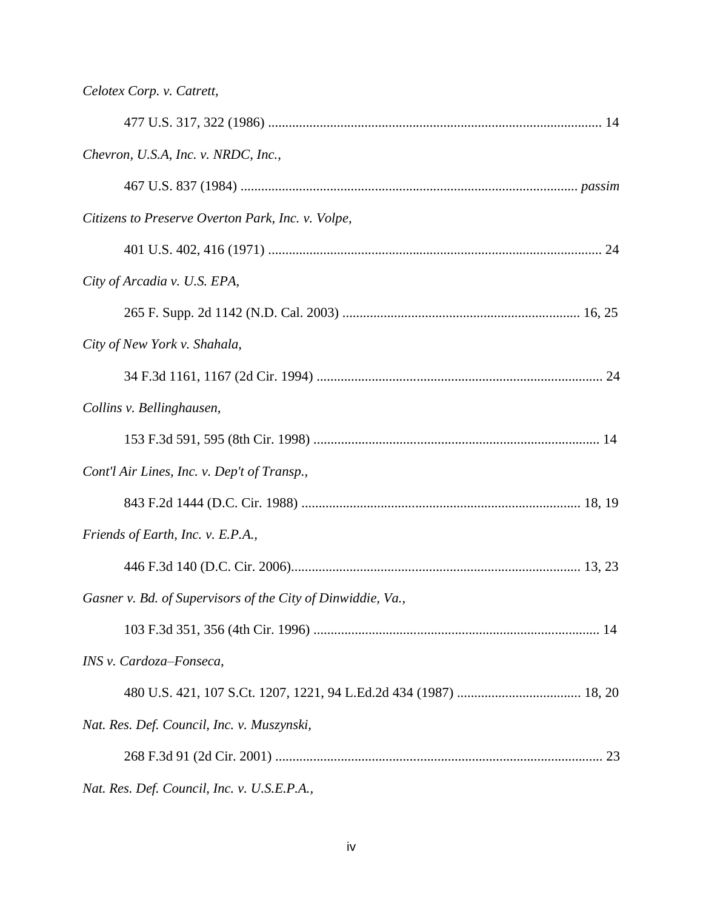*Celotex Corp. v. Catrett*,

477 U.S. 317, 322 (1986) ................................................................................................ 14

*Chevron, U.S.A, Inc. v. NRDC, Inc.*,

467 U.S. 837 (1984) ................................................................................................ *passim*

*Citizens to Preserve Overton Park, Inc. v. Volpe*,

401 U.S. 402, 416 (1971) ................................................................................................ 24

*City of Arcadia v. U.S. EPA*,

265 F. Supp. 2d 1142 (N.D. Cal. 2003) .................................................................... 16, 25

*City of New York v. Shahala*,

34 F.3d 1161, 1167 (2d Cir. 1994) ................................................................................... 24

*Collins v. Bellinghausen*,

153 F.3d 591, 595 (8th Cir. 1998) .................................................................................. 14

*Cont'l Air Lines, Inc. v. Dep't of Transp.*,

843 F.2d 1444 (D.C. Cir. 1988) ................................................................................ 18, 19

*Friends of Earth, Inc. v. E.P.A.*,

446 F.3d 140 (D.C. Cir. 2006)................................................................................... 13, 23

*Gasner v. Bd. of Supervisors of the City of Dinwiddie, Va.*,

103 F.3d 351, 356 (4th Cir. 1996) .................................................................................. 14

*INS v. Cardoza–Fonseca*,

480 U.S. 421, 107 S.Ct. 1207, 1221, 94 L.Ed.2d 434 (1987) .................................... 18, 20

*Nat. Res. Def. Council, Inc. v. Muszynski*,

268 F.3d 91 (2d Cir. 2001) .............................................................................................. 23

*Nat. Res. Def. Council, Inc. v. U.S.E.P.A.*,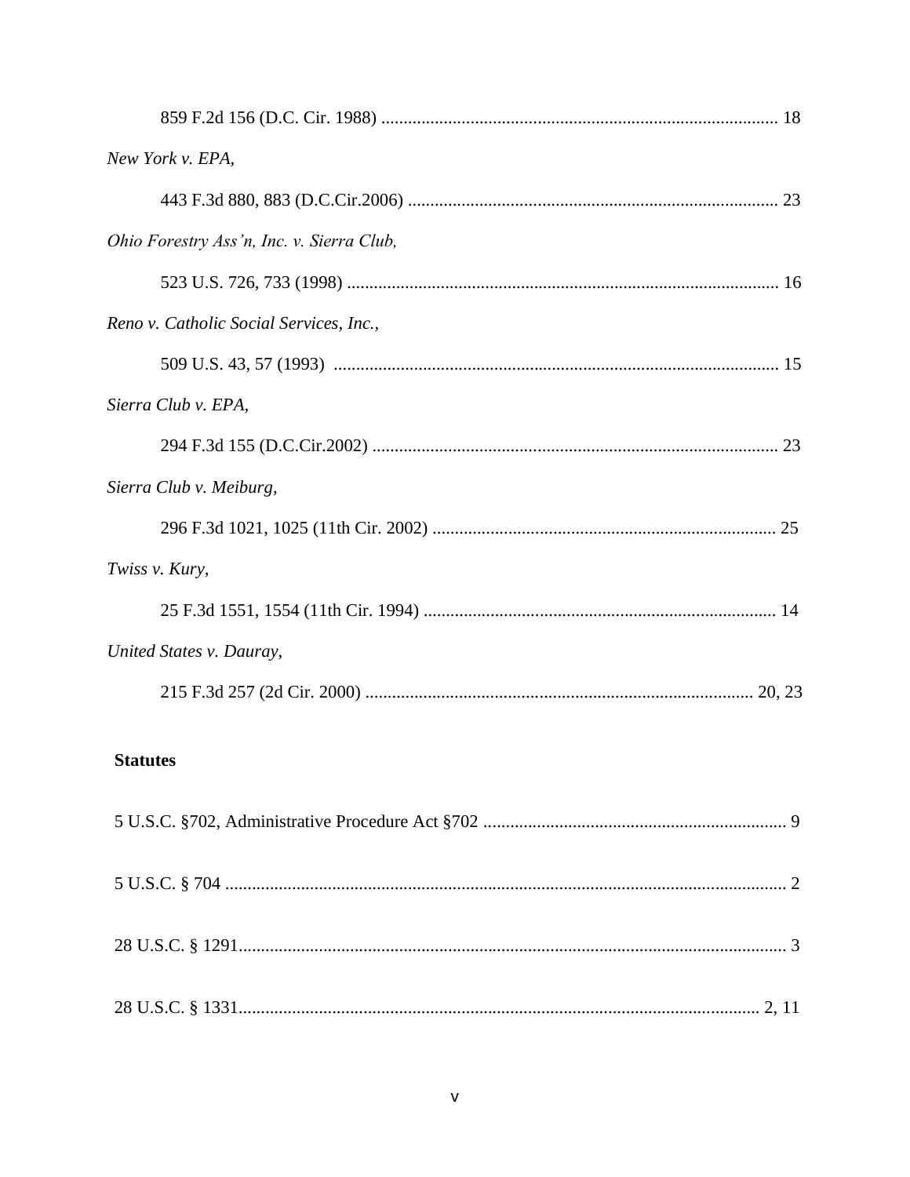859 F.2d 156 (D.C. Cir. 1988) ........................................................................................ 18

*New York v. EPA,*

443 F.3d 880, 883 (D.C.Cir.2006) .................................................................................. 23

*Ohio Forestry Ass'n, Inc. v. Sierra Club,*

523 U.S. 726, 733 (1998) ................................................................................................ 16

*Reno v. Catholic Social Services, Inc.,*

509 U.S. 43, 57 (1993) ................................................................................................... 15

*Sierra Club v. EPA,*

294 F.3d 155 (D.C.Cir.2002) .......................................................................................... 23

*Sierra Club v. Meiburg,*

296 F.3d 1021, 1025 (11th Cir. 2002) ............................................................................ 25

*Twiss v. Kury,*

25 F.3d 1551, 1554 (11th Cir. 1994) .............................................................................. 14

*United States v. Dauray,*

215 F.3d 257 (2d Cir. 2000) ...................................................................................... 20, 23

**Statutes**

5 U.S.C. §702, Administrative Procedure Act §702 ................................................................... 9

5 U.S.C. § 704 ............................................................................................................................. 2

28 U.S.C. § 1291.......................................................................................................................... 3

28 U.S.C. § 1331.................................................................................................................... 2, 11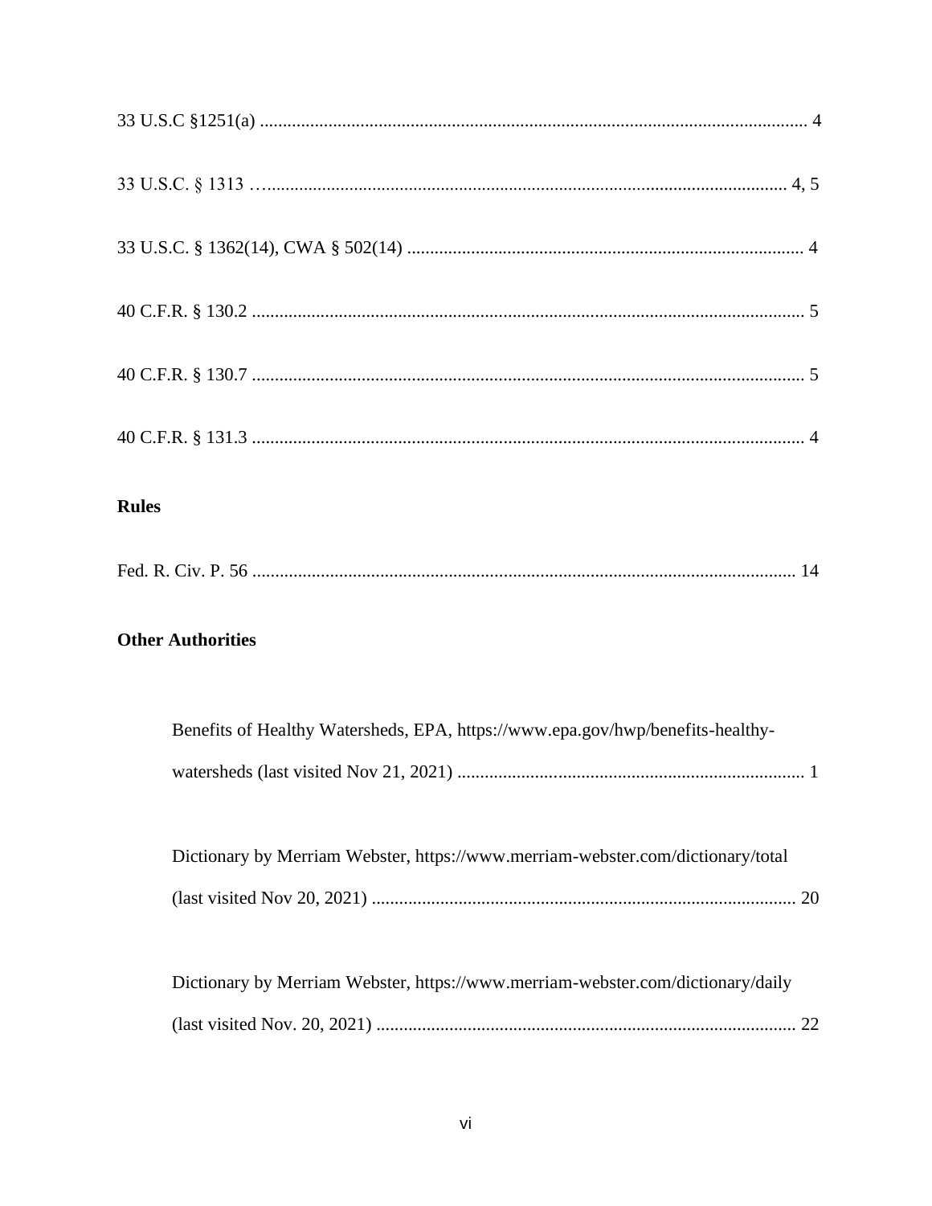33 U.S.C §1251(a) ........................................................................................................................ 4

33 U.S.C. § 1313 …................................................................................................................... 4, 5

33 U.S.C. § 1362(14), CWA § 502(14) ....................................................................................... 4

40 C.F.R. § 130.2 .......................................................................................................................... 5

40 C.F.R. § 130.7 .......................................................................................................................... 5

40 C.F.R. § 131.3 .......................................................................................................................... 4

**Rules**

Fed. R. Civ. P. 56 ....................................................................................................................... 14

**Other Authorities**

Benefits of Healthy Watersheds, EPA, https://www.epa.gov/hwp/benefits-healthy-watersheds (last visited Nov 21, 2021) ............................................................................ 1

Dictionary by Merriam Webster, https://www.merriam-webster.com/dictionary/total (last visited Nov 20, 2021) ............................................................................................ 20

Dictionary by Merriam Webster, https://www.merriam-webster.com/dictionary/daily (last visited Nov. 20, 2021) ........................................................................................... 22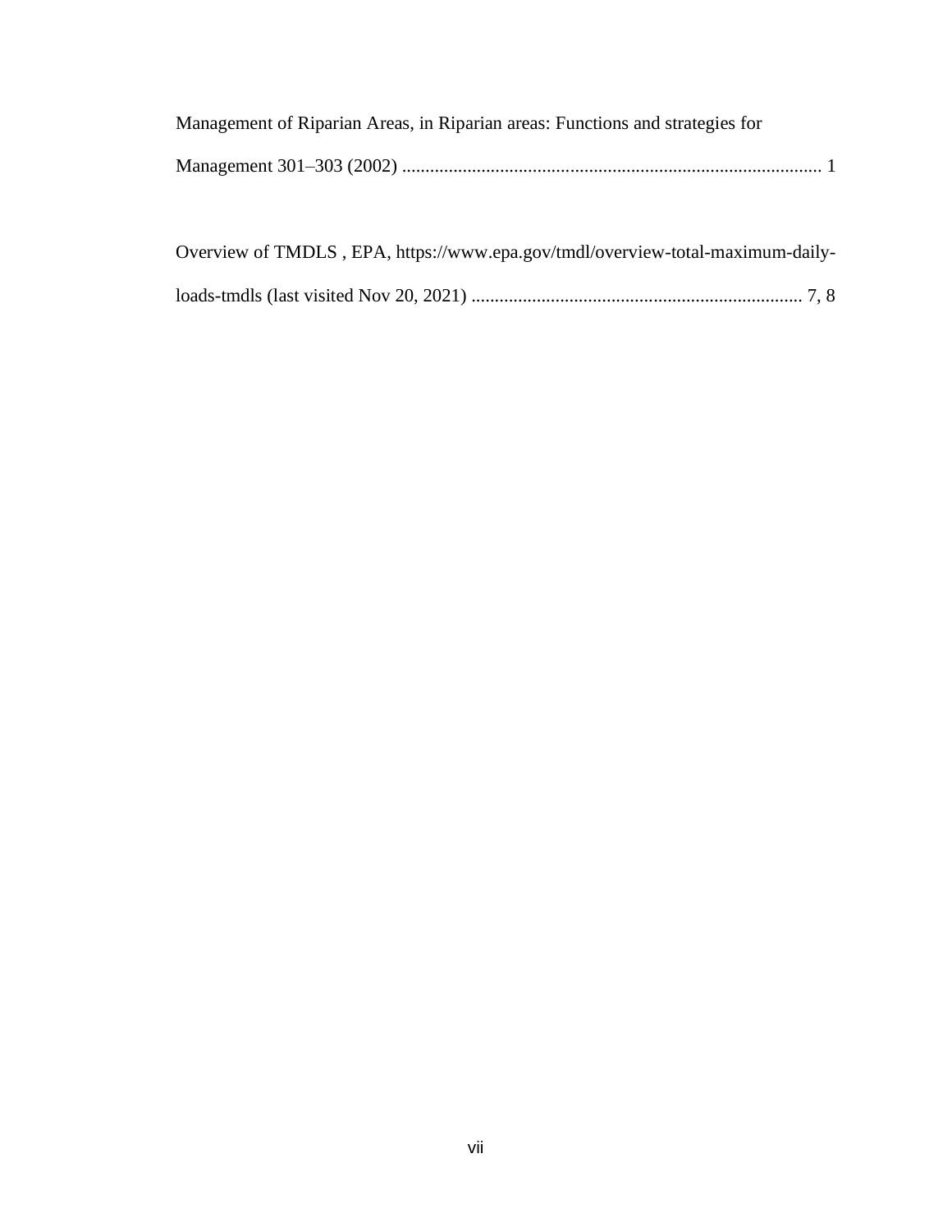Management of Riparian Areas, in Riparian areas: Functions and strategies for Management 301–303 (2002) ........................................................................................ 1

Overview of TMDLS , EPA, https://www.epa.gov/tmdl/overview-total-maximum-daily-loads-tmdls (last visited Nov 20, 2021) ...................................................................... 7, 8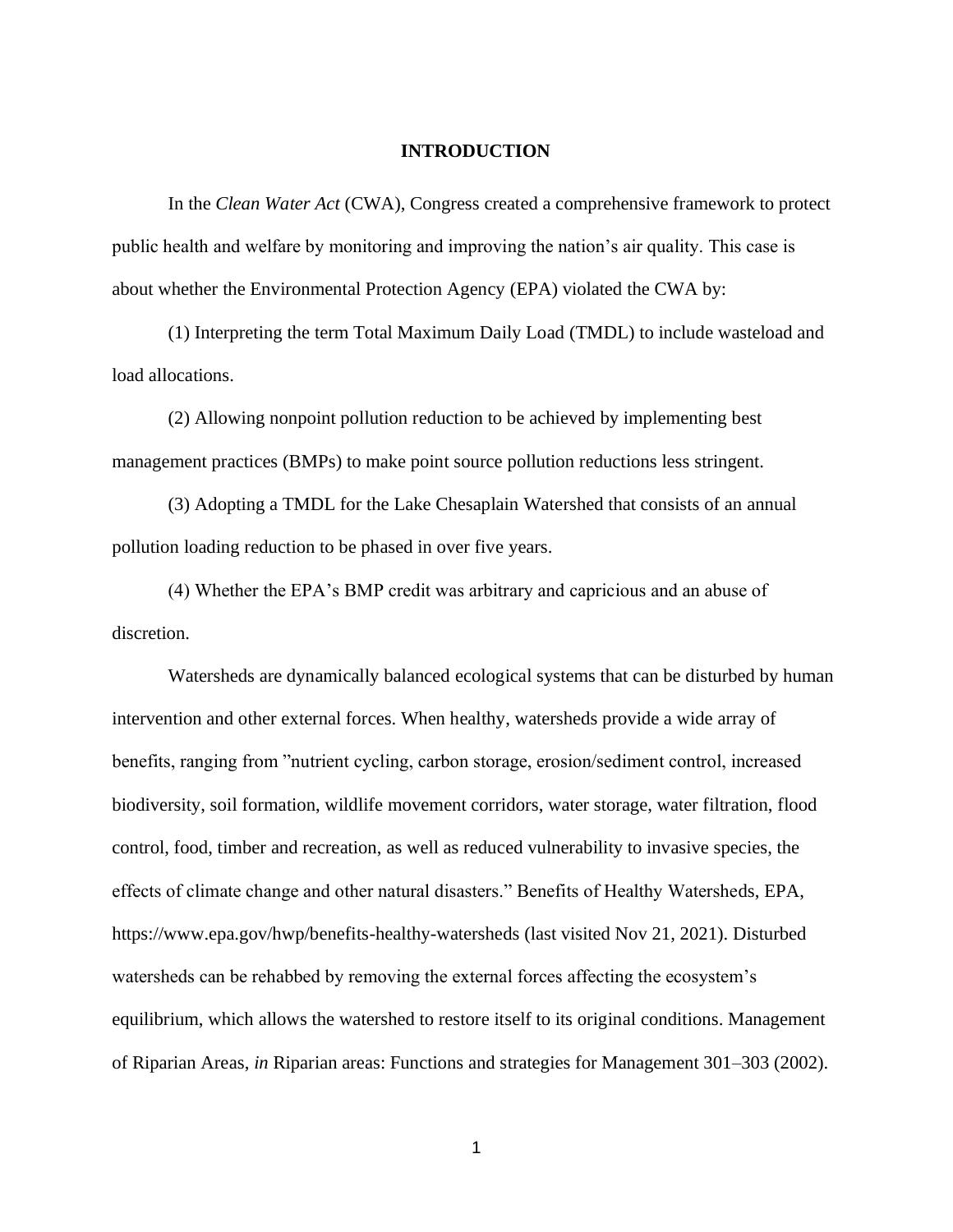## INTRODUCTION

In the *Clean Water Act* (CWA), Congress created a comprehensive framework to protect public health and welfare by monitoring and improving the nation's air quality. This case is about whether the Environmental Protection Agency (EPA) violated the CWA by:

(1) Interpreting the term Total Maximum Daily Load (TMDL) to include wasteload and load allocations.

(2) Allowing nonpoint pollution reduction to be achieved by implementing best management practices (BMPs) to make point source pollution reductions less stringent.

(3) Adopting a TMDL for the Lake Chesaplain Watershed that consists of an annual pollution loading reduction to be phased in over five years.

(4) Whether the EPA's BMP credit was arbitrary and capricious and an abuse of discretion.

Watersheds are dynamically balanced ecological systems that can be disturbed by human intervention and other external forces. When healthy, watersheds provide a wide array of benefits, ranging from "nutrient cycling, carbon storage, erosion/sediment control, increased biodiversity, soil formation, wildlife movement corridors, water storage, water filtration, flood control, food, timber and recreation, as well as reduced vulnerability to invasive species, the effects of climate change and other natural disasters." Benefits of Healthy Watersheds, EPA, https://www.epa.gov/hwp/benefits-healthy-watersheds (last visited Nov 21, 2021). Disturbed watersheds can be rehabbed by removing the external forces affecting the ecosystem's equilibrium, which allows the watershed to restore itself to its original conditions. Management of Riparian Areas, *in* Riparian areas: Functions and strategies for Management 301–303 (2002).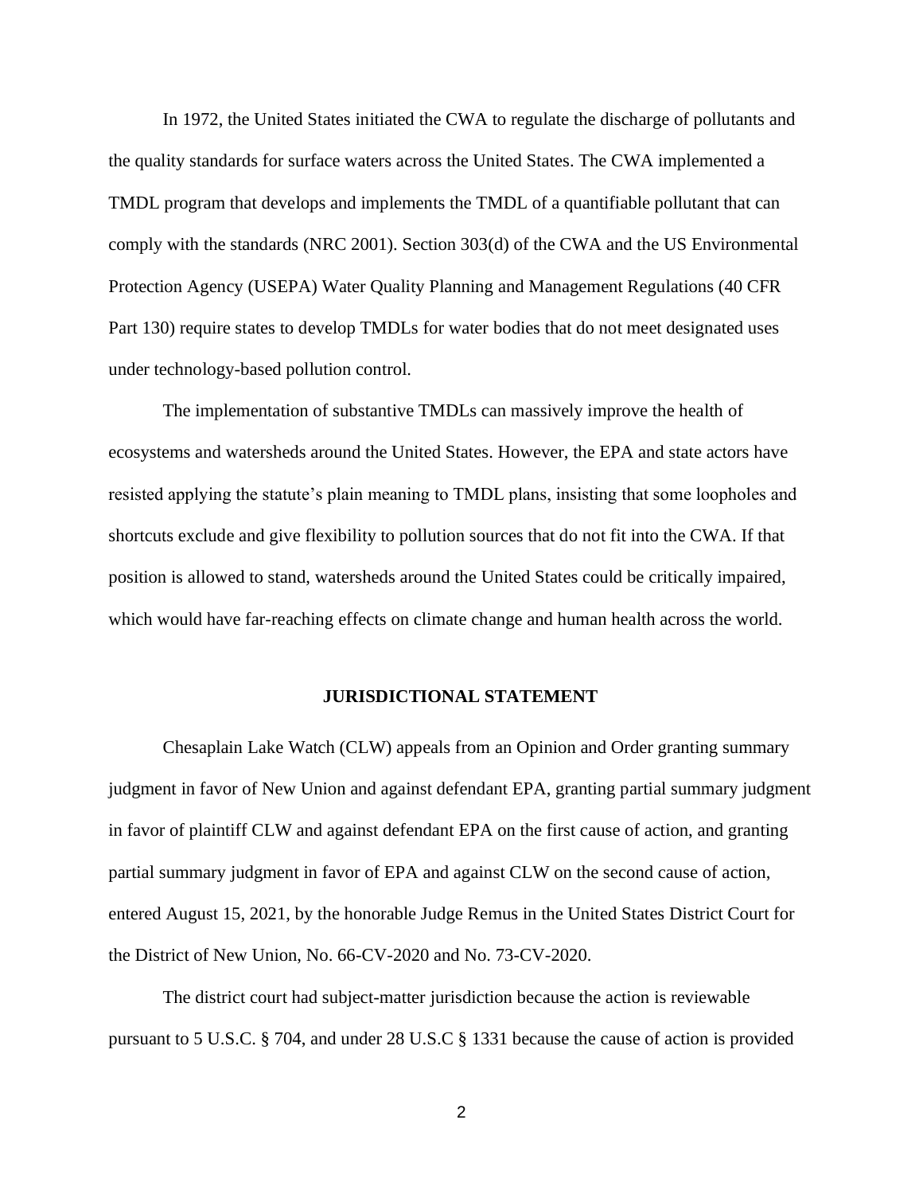In 1972, the United States initiated the CWA to regulate the discharge of pollutants and the quality standards for surface waters across the United States. The CWA implemented a TMDL program that develops and implements the TMDL of a quantifiable pollutant that can comply with the standards (NRC 2001). Section 303(d) of the CWA and the US Environmental Protection Agency (USEPA) Water Quality Planning and Management Regulations (40 CFR Part 130) require states to develop TMDLs for water bodies that do not meet designated uses under technology-based pollution control.

The implementation of substantive TMDLs can massively improve the health of ecosystems and watersheds around the United States. However, the EPA and state actors have resisted applying the statute's plain meaning to TMDL plans, insisting that some loopholes and shortcuts exclude and give flexibility to pollution sources that do not fit into the CWA. If that position is allowed to stand, watersheds around the United States could be critically impaired, which would have far-reaching effects on climate change and human health across the world.

## JURISDICTIONAL STATEMENT

Chesaplain Lake Watch (CLW) appeals from an Opinion and Order granting summary judgment in favor of New Union and against defendant EPA, granting partial summary judgment in favor of plaintiff CLW and against defendant EPA on the first cause of action, and granting partial summary judgment in favor of EPA and against CLW on the second cause of action, entered August 15, 2021, by the honorable Judge Remus in the United States District Court for the District of New Union, No. 66-CV-2020 and No. 73-CV-2020.

The district court had subject-matter jurisdiction because the action is reviewable pursuant to 5 U.S.C. § 704, and under 28 U.S.C § 1331 because the cause of action is provided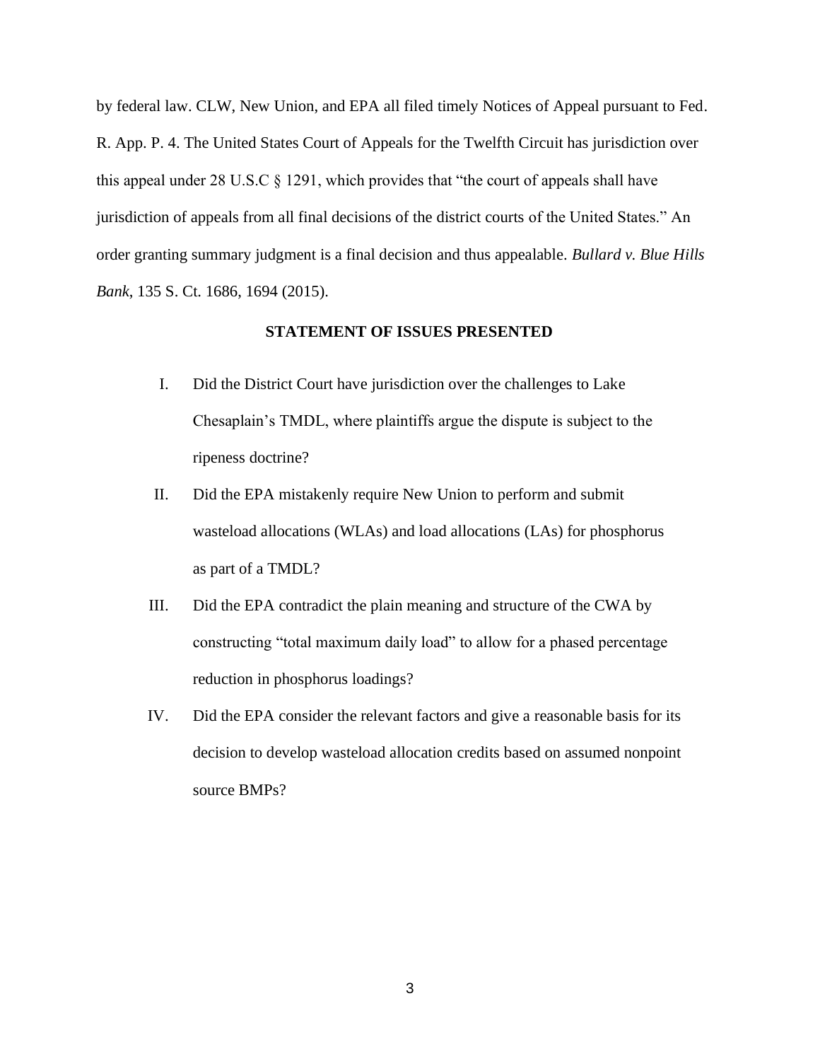by federal law. CLW, New Union, and EPA all filed timely Notices of Appeal pursuant to Fed. R. App. P. 4. The United States Court of Appeals for the Twelfth Circuit has jurisdiction over this appeal under 28 U.S.C § 1291, which provides that "the court of appeals shall have jurisdiction of appeals from all final decisions of the district courts of the United States." An order granting summary judgment is a final decision and thus appealable. *Bullard v. Blue Hills Bank*, 135 S. Ct. 1686, 1694 (2015).

**STATEMENT OF ISSUES PRESENTED**

I. Did the District Court have jurisdiction over the challenges to Lake Chesaplain's TMDL, where plaintiffs argue the dispute is subject to the ripeness doctrine?

II. Did the EPA mistakenly require New Union to perform and submit wasteload allocations (WLAs) and load allocations (LAs) for phosphorus as part of a TMDL?

III. Did the EPA contradict the plain meaning and structure of the CWA by constructing "total maximum daily load" to allow for a phased percentage reduction in phosphorus loadings?

IV. Did the EPA consider the relevant factors and give a reasonable basis for its decision to develop wasteload allocation credits based on assumed nonpoint source BMPs?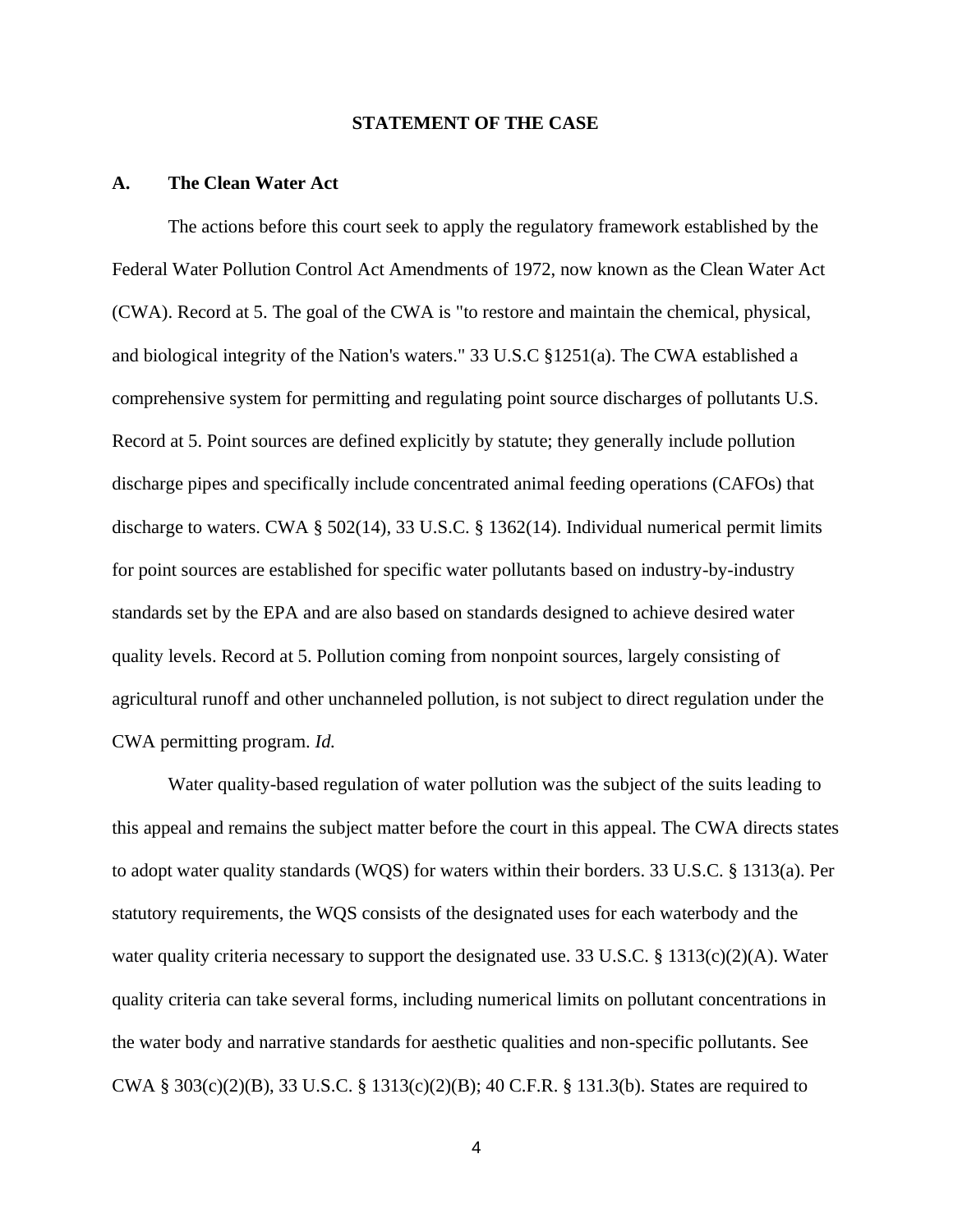## STATEMENT OF THE CASE

### A. The Clean Water Act

The actions before this court seek to apply the regulatory framework established by the Federal Water Pollution Control Act Amendments of 1972, now known as the Clean Water Act (CWA). Record at 5. The goal of the CWA is "to restore and maintain the chemical, physical, and biological integrity of the Nation's waters." 33 U.S.C §1251(a). The CWA established a comprehensive system for permitting and regulating point source discharges of pollutants U.S. Record at 5. Point sources are defined explicitly by statute; they generally include pollution discharge pipes and specifically include concentrated animal feeding operations (CAFOs) that discharge to waters. CWA § 502(14), 33 U.S.C. § 1362(14). Individual numerical permit limits for point sources are established for specific water pollutants based on industry-by-industry standards set by the EPA and are also based on standards designed to achieve desired water quality levels. Record at 5. Pollution coming from nonpoint sources, largely consisting of agricultural runoff and other unchanneled pollution, is not subject to direct regulation under the CWA permitting program. *Id.*

Water quality-based regulation of water pollution was the subject of the suits leading to this appeal and remains the subject matter before the court in this appeal. The CWA directs states to adopt water quality standards (WQS) for waters within their borders. 33 U.S.C. § 1313(a). Per statutory requirements, the WQS consists of the designated uses for each waterbody and the water quality criteria necessary to support the designated use. 33 U.S.C. § 1313(c)(2)(A). Water quality criteria can take several forms, including numerical limits on pollutant concentrations in the water body and narrative standards for aesthetic qualities and non-specific pollutants. See CWA § 303(c)(2)(B), 33 U.S.C. § 1313(c)(2)(B); 40 C.F.R. § 131.3(b). States are required to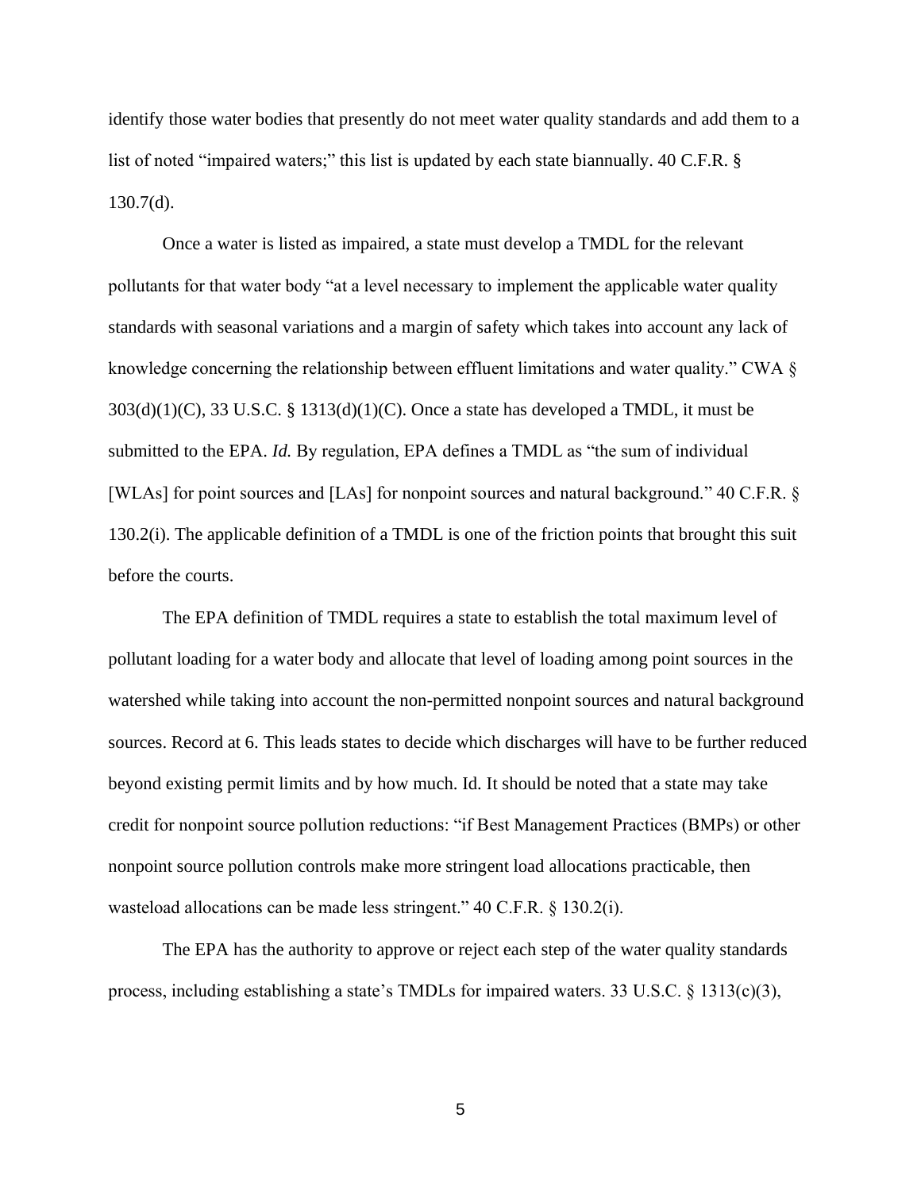identify those water bodies that presently do not meet water quality standards and add them to a list of noted "impaired waters;" this list is updated by each state biannually. 40 C.F.R. § 130.7(d).

Once a water is listed as impaired, a state must develop a TMDL for the relevant pollutants for that water body "at a level necessary to implement the applicable water quality standards with seasonal variations and a margin of safety which takes into account any lack of knowledge concerning the relationship between effluent limitations and water quality." CWA § 303(d)(1)(C), 33 U.S.C. § 1313(d)(1)(C). Once a state has developed a TMDL, it must be submitted to the EPA. *Id.* By regulation, EPA defines a TMDL as "the sum of individual [WLAs] for point sources and [LAs] for nonpoint sources and natural background." 40 C.F.R. § 130.2(i). The applicable definition of a TMDL is one of the friction points that brought this suit before the courts.

The EPA definition of TMDL requires a state to establish the total maximum level of pollutant loading for a water body and allocate that level of loading among point sources in the watershed while taking into account the non-permitted nonpoint sources and natural background sources. Record at 6. This leads states to decide which discharges will have to be further reduced beyond existing permit limits and by how much. Id. It should be noted that a state may take credit for nonpoint source pollution reductions: "if Best Management Practices (BMPs) or other nonpoint source pollution controls make more stringent load allocations practicable, then wasteload allocations can be made less stringent." 40 C.F.R. § 130.2(i).

The EPA has the authority to approve or reject each step of the water quality standards process, including establishing a state's TMDLs for impaired waters. 33 U.S.C. § 1313(c)(3),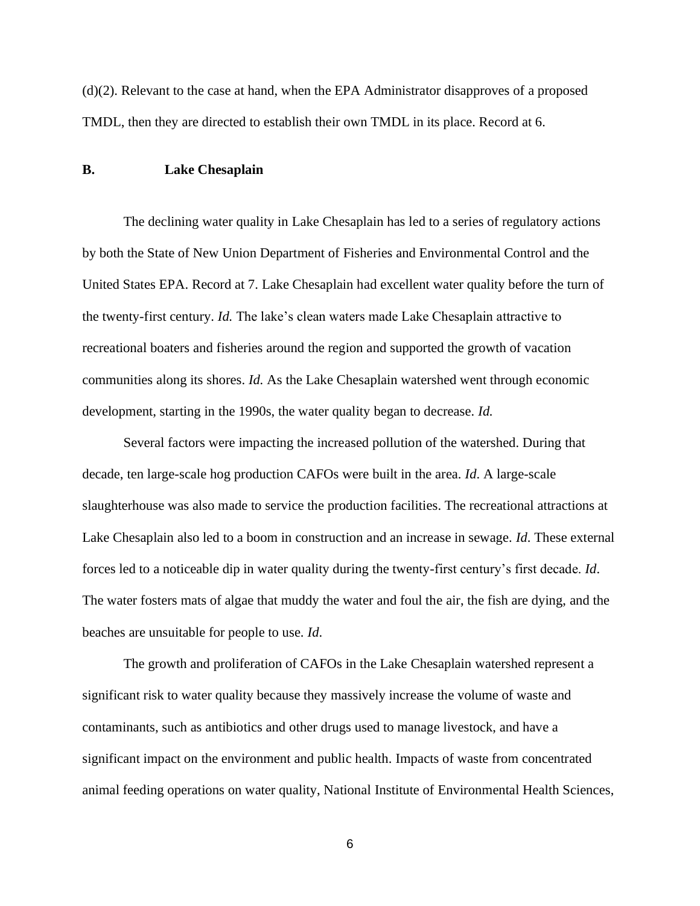(d)(2). Relevant to the case at hand, when the EPA Administrator disapproves of a proposed TMDL, then they are directed to establish their own TMDL in its place. Record at 6.

### B. Lake Chesaplain

The declining water quality in Lake Chesaplain has led to a series of regulatory actions by both the State of New Union Department of Fisheries and Environmental Control and the United States EPA. Record at 7. Lake Chesaplain had excellent water quality before the turn of the twenty-first century. *Id.* The lake's clean waters made Lake Chesaplain attractive to recreational boaters and fisheries around the region and supported the growth of vacation communities along its shores. *Id.* As the Lake Chesaplain watershed went through economic development, starting in the 1990s, the water quality began to decrease. *Id.*

Several factors were impacting the increased pollution of the watershed. During that decade, ten large-scale hog production CAFOs were built in the area. *Id*. A large-scale slaughterhouse was also made to service the production facilities. The recreational attractions at Lake Chesaplain also led to a boom in construction and an increase in sewage. *Id*. These external forces led to a noticeable dip in water quality during the twenty-first century's first decade. *Id*. The water fosters mats of algae that muddy the water and foul the air, the fish are dying, and the beaches are unsuitable for people to use. *Id*.

The growth and proliferation of CAFOs in the Lake Chesaplain watershed represent a significant risk to water quality because they massively increase the volume of waste and contaminants, such as antibiotics and other drugs used to manage livestock, and have a significant impact on the environment and public health. Impacts of waste from concentrated animal feeding operations on water quality, National Institute of Environmental Health Sciences,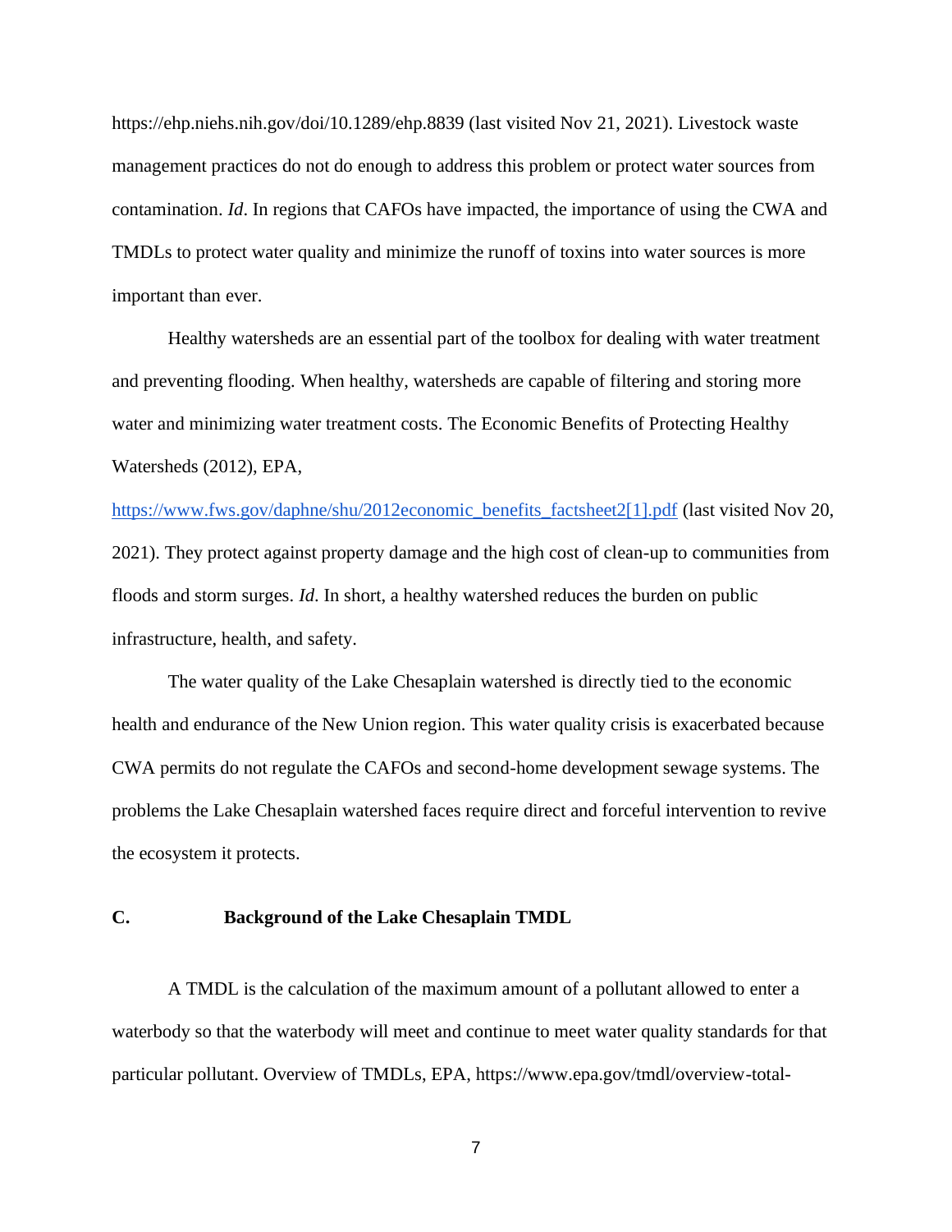https://ehp.niehs.nih.gov/doi/10.1289/ehp.8839 (last visited Nov 21, 2021). Livestock waste management practices do not do enough to address this problem or protect water sources from contamination. *Id*. In regions that CAFOs have impacted, the importance of using the CWA and TMDLs to protect water quality and minimize the runoff of toxins into water sources is more important than ever.

Healthy watersheds are an essential part of the toolbox for dealing with water treatment and preventing flooding. When healthy, watersheds are capable of filtering and storing more water and minimizing water treatment costs. The Economic Benefits of Protecting Healthy Watersheds (2012), EPA, [https://www.fws.gov/daphne/shu/2012economic_benefits_factsheet2[1].pdf](https://www.fws.gov/daphne/shu/2012economic_benefits_factsheet2[1].pdf) (last visited Nov 20, 2021). They protect against property damage and the high cost of clean-up to communities from floods and storm surges. *Id*. In short, a healthy watershed reduces the burden on public infrastructure, health, and safety.

The water quality of the Lake Chesaplain watershed is directly tied to the economic health and endurance of the New Union region. This water quality crisis is exacerbated because CWA permits do not regulate the CAFOs and second-home development sewage systems. The problems the Lake Chesaplain watershed faces require direct and forceful intervention to revive the ecosystem it protects.

### C. Background of the Lake Chesaplain TMDL

A TMDL is the calculation of the maximum amount of a pollutant allowed to enter a waterbody so that the waterbody will meet and continue to meet water quality standards for that particular pollutant. Overview of TMDLs, EPA, https://www.epa.gov/tmdl/overview-total-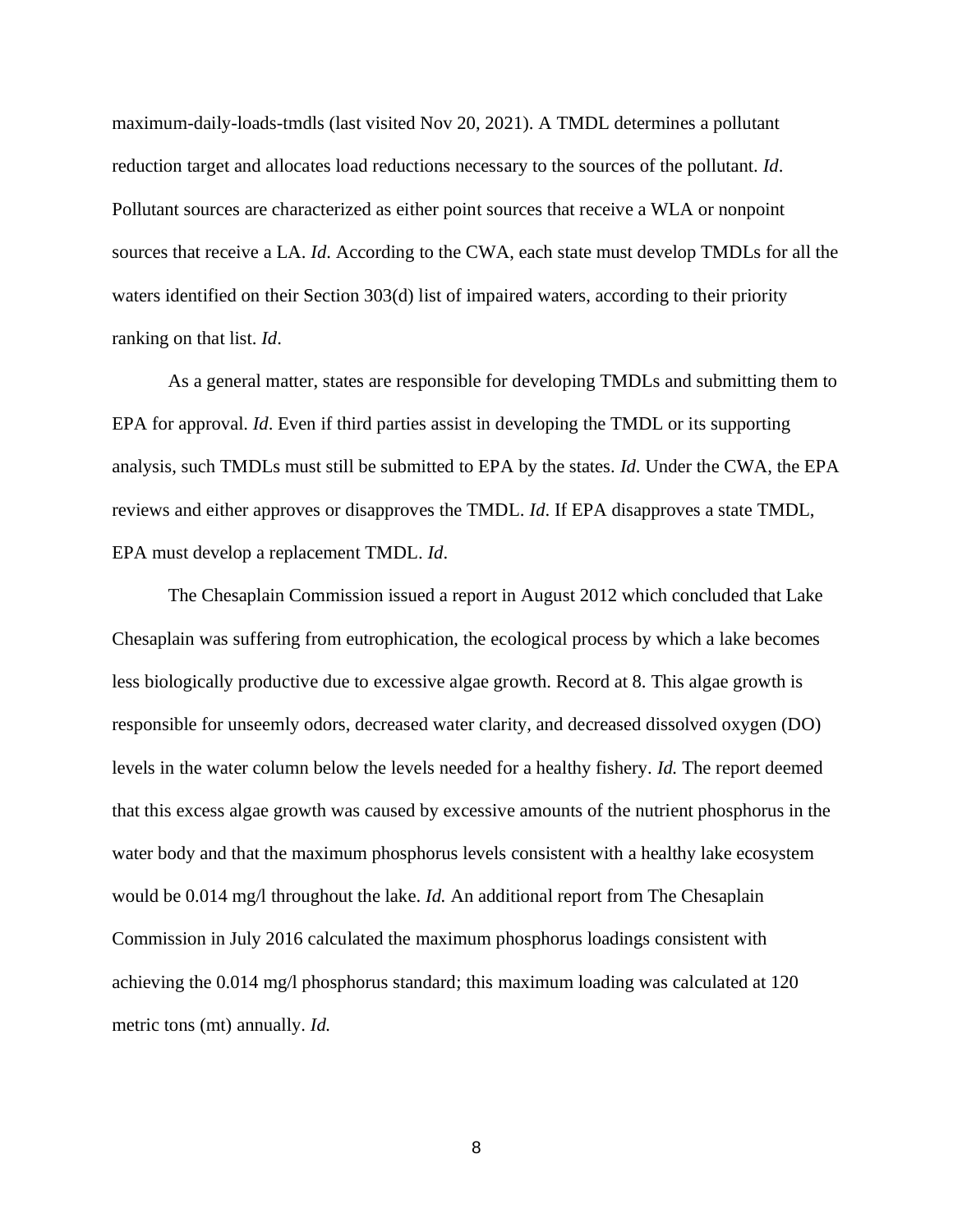maximum-daily-loads-tmdls (last visited Nov 20, 2021). A TMDL determines a pollutant reduction target and allocates load reductions necessary to the sources of the pollutant. *Id*. Pollutant sources are characterized as either point sources that receive a WLA or nonpoint sources that receive a LA. *Id*. According to the CWA, each state must develop TMDLs for all the waters identified on their Section 303(d) list of impaired waters, according to their priority ranking on that list. *Id*.

As a general matter, states are responsible for developing TMDLs and submitting them to EPA for approval. *Id*. Even if third parties assist in developing the TMDL or its supporting analysis, such TMDLs must still be submitted to EPA by the states. *Id*. Under the CWA, the EPA reviews and either approves or disapproves the TMDL. *Id*. If EPA disapproves a state TMDL, EPA must develop a replacement TMDL. *Id*.

The Chesaplain Commission issued a report in August 2012 which concluded that Lake Chesaplain was suffering from eutrophication, the ecological process by which a lake becomes less biologically productive due to excessive algae growth. Record at 8. This algae growth is responsible for unseemly odors, decreased water clarity, and decreased dissolved oxygen (DO) levels in the water column below the levels needed for a healthy fishery. *Id.* The report deemed that this excess algae growth was caused by excessive amounts of the nutrient phosphorus in the water body and that the maximum phosphorus levels consistent with a healthy lake ecosystem would be 0.014 mg/l throughout the lake. *Id.* An additional report from The Chesaplain Commission in July 2016 calculated the maximum phosphorus loadings consistent with achieving the 0.014 mg/l phosphorus standard; this maximum loading was calculated at 120 metric tons (mt) annually. *Id.*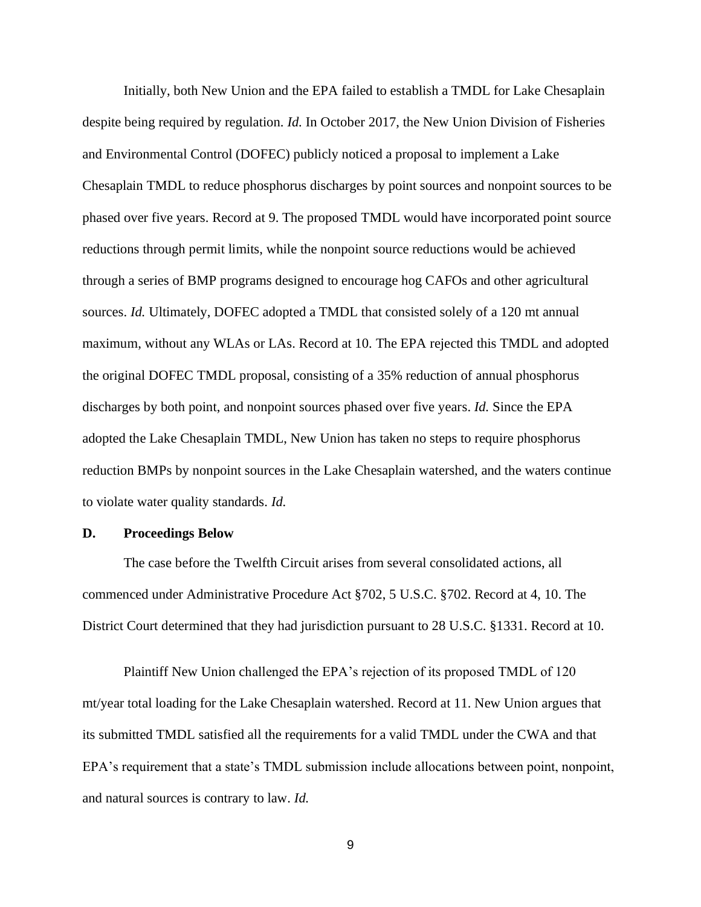Initially, both New Union and the EPA failed to establish a TMDL for Lake Chesaplain despite being required by regulation. *Id.* In October 2017, the New Union Division of Fisheries and Environmental Control (DOFEC) publicly noticed a proposal to implement a Lake Chesaplain TMDL to reduce phosphorus discharges by point sources and nonpoint sources to be phased over five years. Record at 9. The proposed TMDL would have incorporated point source reductions through permit limits, while the nonpoint source reductions would be achieved through a series of BMP programs designed to encourage hog CAFOs and other agricultural sources. *Id.* Ultimately, DOFEC adopted a TMDL that consisted solely of a 120 mt annual maximum, without any WLAs or LAs. Record at 10. The EPA rejected this TMDL and adopted the original DOFEC TMDL proposal, consisting of a 35% reduction of annual phosphorus discharges by both point, and nonpoint sources phased over five years. *Id.* Since the EPA adopted the Lake Chesaplain TMDL, New Union has taken no steps to require phosphorus reduction BMPs by nonpoint sources in the Lake Chesaplain watershed, and the waters continue to violate water quality standards. *Id.*

### D. Proceedings Below

The case before the Twelfth Circuit arises from several consolidated actions, all commenced under Administrative Procedure Act §702, 5 U.S.C. §702. Record at 4, 10. The District Court determined that they had jurisdiction pursuant to 28 U.S.C. §1331. Record at 10.

Plaintiff New Union challenged the EPA's rejection of its proposed TMDL of 120 mt/year total loading for the Lake Chesaplain watershed. Record at 11. New Union argues that its submitted TMDL satisfied all the requirements for a valid TMDL under the CWA and that EPA's requirement that a state's TMDL submission include allocations between point, nonpoint, and natural sources is contrary to law. *Id.*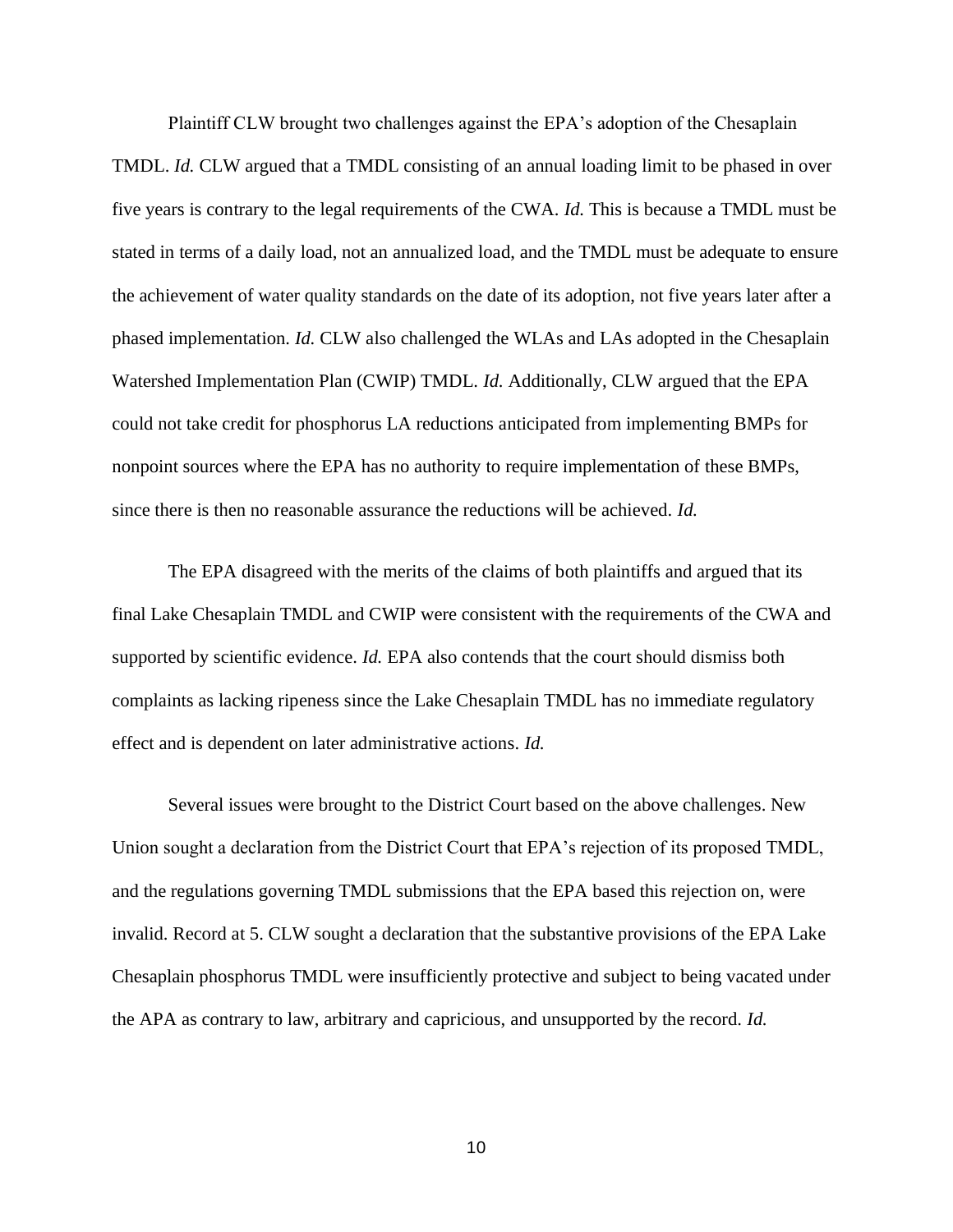Plaintiff CLW brought two challenges against the EPA's adoption of the Chesaplain TMDL. *Id.* CLW argued that a TMDL consisting of an annual loading limit to be phased in over five years is contrary to the legal requirements of the CWA. *Id.* This is because a TMDL must be stated in terms of a daily load, not an annualized load, and the TMDL must be adequate to ensure the achievement of water quality standards on the date of its adoption, not five years later after a phased implementation. *Id.* CLW also challenged the WLAs and LAs adopted in the Chesaplain Watershed Implementation Plan (CWIP) TMDL. *Id.* Additionally, CLW argued that the EPA could not take credit for phosphorus LA reductions anticipated from implementing BMPs for nonpoint sources where the EPA has no authority to require implementation of these BMPs, since there is then no reasonable assurance the reductions will be achieved. *Id.*

The EPA disagreed with the merits of the claims of both plaintiffs and argued that its final Lake Chesaplain TMDL and CWIP were consistent with the requirements of the CWA and supported by scientific evidence. *Id.* EPA also contends that the court should dismiss both complaints as lacking ripeness since the Lake Chesaplain TMDL has no immediate regulatory effect and is dependent on later administrative actions. *Id.*

Several issues were brought to the District Court based on the above challenges. New Union sought a declaration from the District Court that EPA's rejection of its proposed TMDL, and the regulations governing TMDL submissions that the EPA based this rejection on, were invalid. Record at 5. CLW sought a declaration that the substantive provisions of the EPA Lake Chesaplain phosphorus TMDL were insufficiently protective and subject to being vacated under the APA as contrary to law, arbitrary and capricious, and unsupported by the record. *Id.*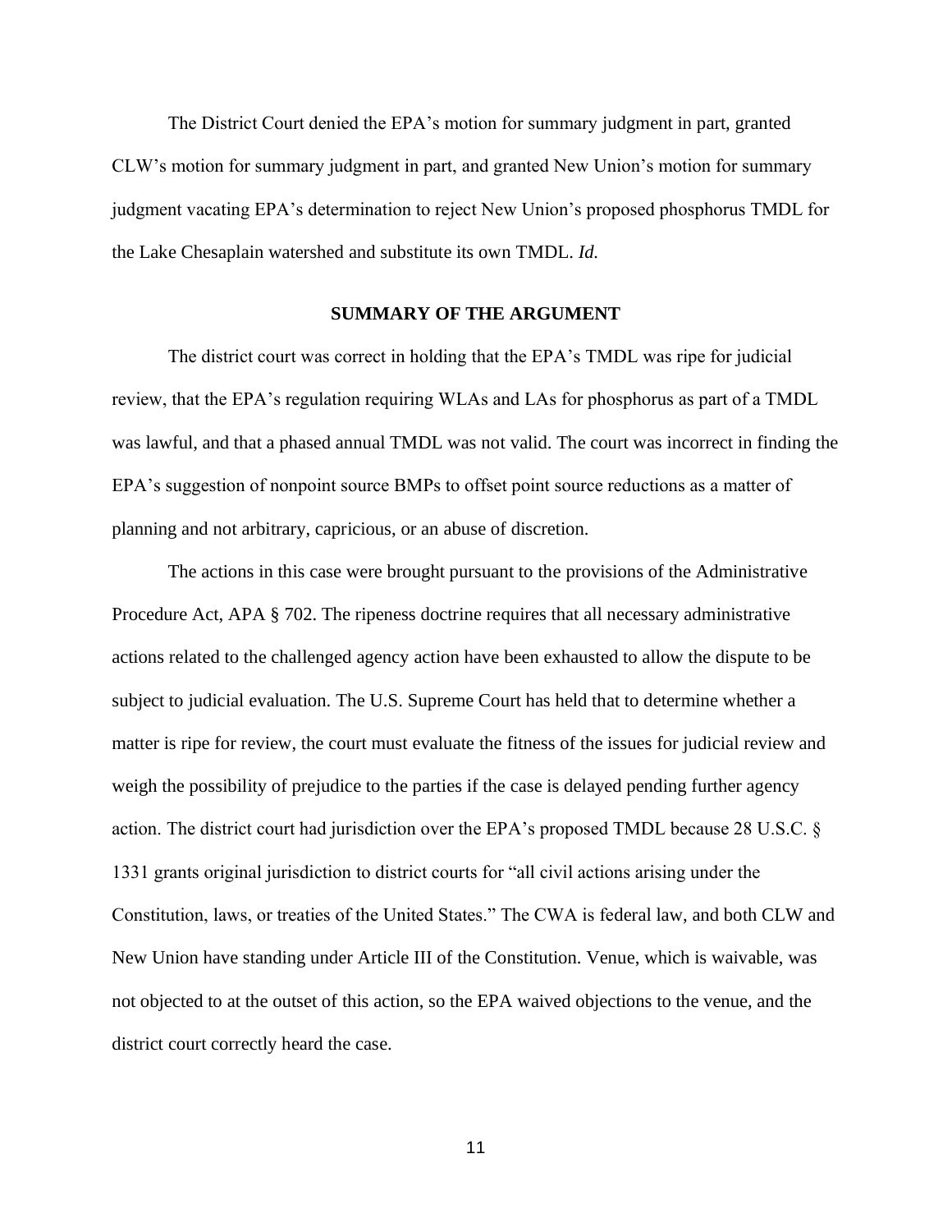The District Court denied the EPA's motion for summary judgment in part, granted CLW's motion for summary judgment in part, and granted New Union's motion for summary judgment vacating EPA's determination to reject New Union's proposed phosphorus TMDL for the Lake Chesaplain watershed and substitute its own TMDL. *Id.*

## SUMMARY OF THE ARGUMENT

The district court was correct in holding that the EPA's TMDL was ripe for judicial review, that the EPA's regulation requiring WLAs and LAs for phosphorus as part of a TMDL was lawful, and that a phased annual TMDL was not valid. The court was incorrect in finding the EPA's suggestion of nonpoint source BMPs to offset point source reductions as a matter of planning and not arbitrary, capricious, or an abuse of discretion.

The actions in this case were brought pursuant to the provisions of the Administrative Procedure Act, APA § 702. The ripeness doctrine requires that all necessary administrative actions related to the challenged agency action have been exhausted to allow the dispute to be subject to judicial evaluation. The U.S. Supreme Court has held that to determine whether a matter is ripe for review, the court must evaluate the fitness of the issues for judicial review and weigh the possibility of prejudice to the parties if the case is delayed pending further agency action. The district court had jurisdiction over the EPA's proposed TMDL because 28 U.S.C. § 1331 grants original jurisdiction to district courts for "all civil actions arising under the Constitution, laws, or treaties of the United States." The CWA is federal law, and both CLW and New Union have standing under Article III of the Constitution. Venue, which is waivable, was not objected to at the outset of this action, so the EPA waived objections to the venue, and the district court correctly heard the case.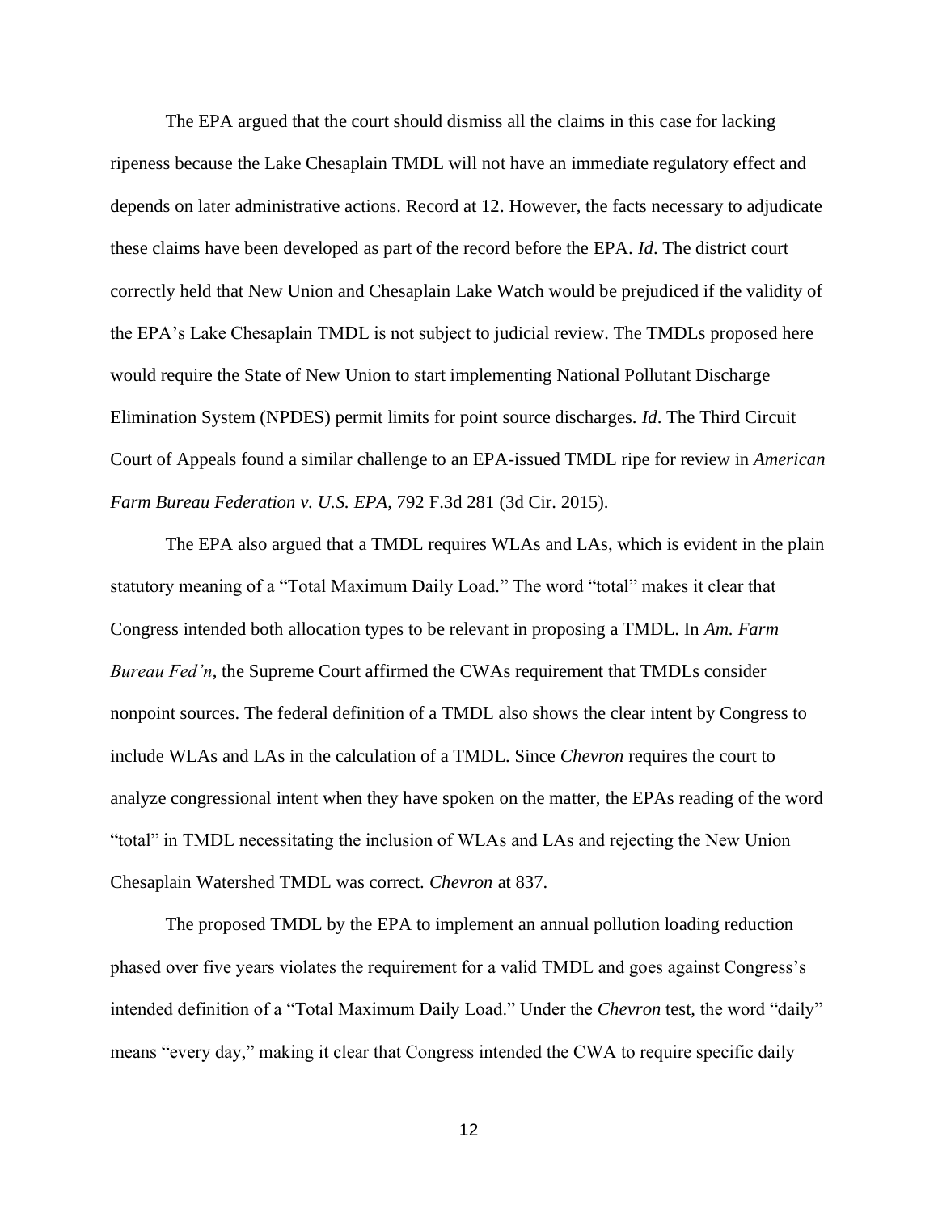The EPA argued that the court should dismiss all the claims in this case for lacking ripeness because the Lake Chesaplain TMDL will not have an immediate regulatory effect and depends on later administrative actions. Record at 12. However, the facts necessary to adjudicate these claims have been developed as part of the record before the EPA. *Id*. The district court correctly held that New Union and Chesaplain Lake Watch would be prejudiced if the validity of the EPA's Lake Chesaplain TMDL is not subject to judicial review. The TMDLs proposed here would require the State of New Union to start implementing National Pollutant Discharge Elimination System (NPDES) permit limits for point source discharges. *Id*. The Third Circuit Court of Appeals found a similar challenge to an EPA-issued TMDL ripe for review in *American Farm Bureau Federation v. U.S. EPA*, 792 F.3d 281 (3d Cir. 2015).

The EPA also argued that a TMDL requires WLAs and LAs, which is evident in the plain statutory meaning of a "Total Maximum Daily Load." The word "total" makes it clear that Congress intended both allocation types to be relevant in proposing a TMDL. In *Am. Farm Bureau Fed'n*, the Supreme Court affirmed the CWAs requirement that TMDLs consider nonpoint sources. The federal definition of a TMDL also shows the clear intent by Congress to include WLAs and LAs in the calculation of a TMDL. Since *Chevron* requires the court to analyze congressional intent when they have spoken on the matter, the EPAs reading of the word "total" in TMDL necessitating the inclusion of WLAs and LAs and rejecting the New Union Chesaplain Watershed TMDL was correct. *Chevron* at 837.

The proposed TMDL by the EPA to implement an annual pollution loading reduction phased over five years violates the requirement for a valid TMDL and goes against Congress's intended definition of a "Total Maximum Daily Load." Under the *Chevron* test, the word "daily" means "every day," making it clear that Congress intended the CWA to require specific daily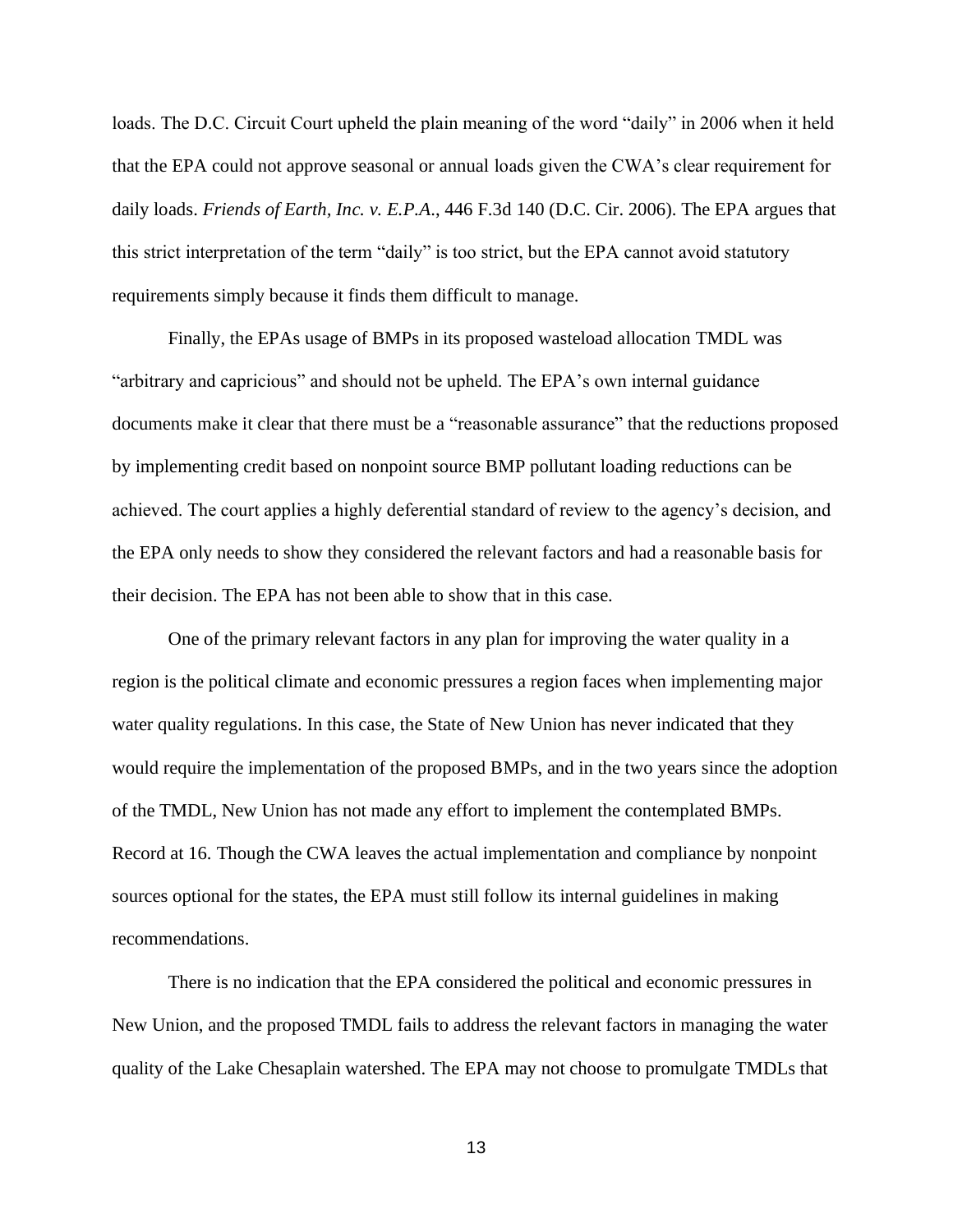loads. The D.C. Circuit Court upheld the plain meaning of the word "daily" in 2006 when it held that the EPA could not approve seasonal or annual loads given the CWA's clear requirement for daily loads. *Friends of Earth, Inc. v. E.P.A.*, 446 F.3d 140 (D.C. Cir. 2006). The EPA argues that this strict interpretation of the term "daily" is too strict, but the EPA cannot avoid statutory requirements simply because it finds them difficult to manage.

Finally, the EPAs usage of BMPs in its proposed wasteload allocation TMDL was "arbitrary and capricious" and should not be upheld. The EPA's own internal guidance documents make it clear that there must be a "reasonable assurance" that the reductions proposed by implementing credit based on nonpoint source BMP pollutant loading reductions can be achieved. The court applies a highly deferential standard of review to the agency's decision, and the EPA only needs to show they considered the relevant factors and had a reasonable basis for their decision. The EPA has not been able to show that in this case.

One of the primary relevant factors in any plan for improving the water quality in a region is the political climate and economic pressures a region faces when implementing major water quality regulations. In this case, the State of New Union has never indicated that they would require the implementation of the proposed BMPs, and in the two years since the adoption of the TMDL, New Union has not made any effort to implement the contemplated BMPs. Record at 16. Though the CWA leaves the actual implementation and compliance by nonpoint sources optional for the states, the EPA must still follow its internal guidelines in making recommendations.

There is no indication that the EPA considered the political and economic pressures in New Union, and the proposed TMDL fails to address the relevant factors in managing the water quality of the Lake Chesaplain watershed. The EPA may not choose to promulgate TMDLs that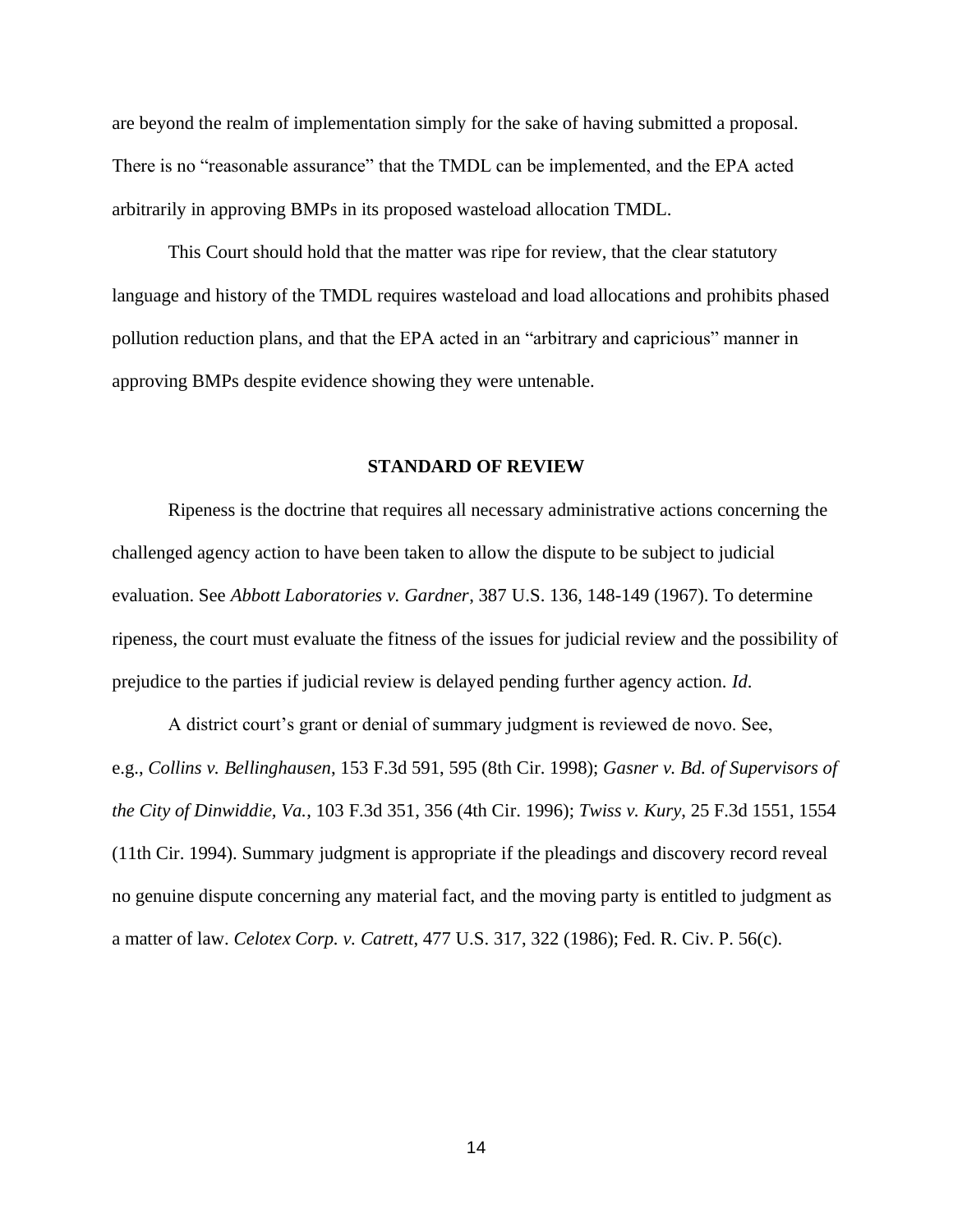are beyond the realm of implementation simply for the sake of having submitted a proposal. There is no "reasonable assurance" that the TMDL can be implemented, and the EPA acted arbitrarily in approving BMPs in its proposed wasteload allocation TMDL.

This Court should hold that the matter was ripe for review, that the clear statutory language and history of the TMDL requires wasteload and load allocations and prohibits phased pollution reduction plans, and that the EPA acted in an "arbitrary and capricious" manner in approving BMPs despite evidence showing they were untenable.

## STANDARD OF REVIEW

Ripeness is the doctrine that requires all necessary administrative actions concerning the challenged agency action to have been taken to allow the dispute to be subject to judicial evaluation. See *Abbott Laboratories v. Gardner*, 387 U.S. 136, 148-149 (1967). To determine ripeness, the court must evaluate the fitness of the issues for judicial review and the possibility of prejudice to the parties if judicial review is delayed pending further agency action. *Id.*

A district court's grant or denial of summary judgment is reviewed de novo. See, e.g., *Collins v. Bellinghausen*, 153 F.3d 591, 595 (8th Cir. 1998); *Gasner v. Bd. of Supervisors of the City of Dinwiddie, Va.*, 103 F.3d 351, 356 (4th Cir. 1996); *Twiss v. Kury*, 25 F.3d 1551, 1554 (11th Cir. 1994). Summary judgment is appropriate if the pleadings and discovery record reveal no genuine dispute concerning any material fact, and the moving party is entitled to judgment as a matter of law. *Celotex Corp. v. Catrett*, 477 U.S. 317, 322 (1986); Fed. R. Civ. P. 56(c).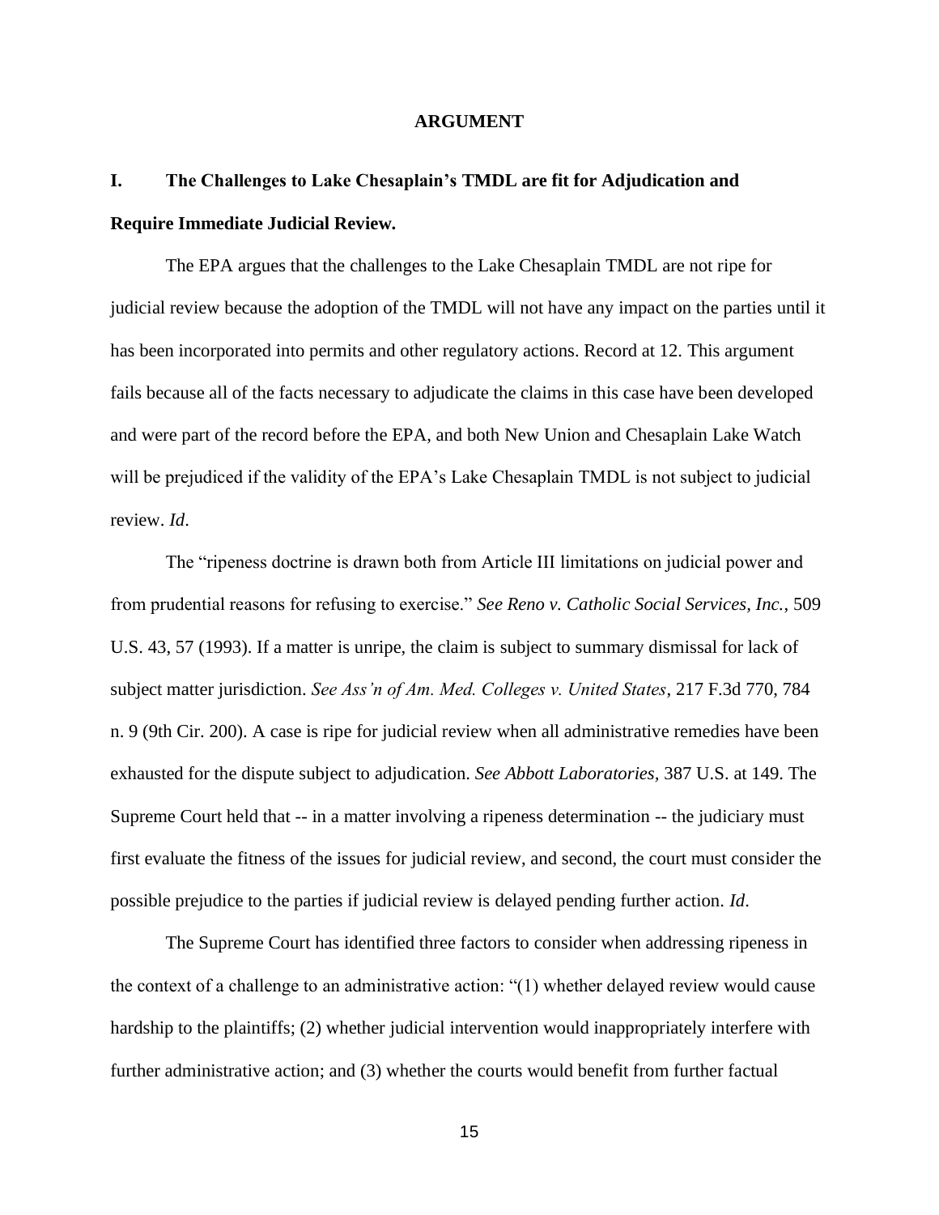## ARGUMENT

### I. The Challenges to Lake Chesaplain's TMDL are fit for Adjudication and Require Immediate Judicial Review.

The EPA argues that the challenges to the Lake Chesaplain TMDL are not ripe for judicial review because the adoption of the TMDL will not have any impact on the parties until it has been incorporated into permits and other regulatory actions. Record at 12. This argument fails because all of the facts necessary to adjudicate the claims in this case have been developed and were part of the record before the EPA, and both New Union and Chesaplain Lake Watch will be prejudiced if the validity of the EPA's Lake Chesaplain TMDL is not subject to judicial review. *Id*.

The "ripeness doctrine is drawn both from Article III limitations on judicial power and from prudential reasons for refusing to exercise." *See Reno v. Catholic Social Services, Inc.*, 509 U.S. 43, 57 (1993). If a matter is unripe, the claim is subject to summary dismissal for lack of subject matter jurisdiction. *See Ass'n of Am. Med. Colleges v. United States*, 217 F.3d 770, 784 n. 9 (9th Cir. 200). A case is ripe for judicial review when all administrative remedies have been exhausted for the dispute subject to adjudication. *See Abbott Laboratories,* 387 U.S. at 149. The Supreme Court held that -- in a matter involving a ripeness determination -- the judiciary must first evaluate the fitness of the issues for judicial review, and second, the court must consider the possible prejudice to the parties if judicial review is delayed pending further action. *Id*.

The Supreme Court has identified three factors to consider when addressing ripeness in the context of a challenge to an administrative action: "(1) whether delayed review would cause hardship to the plaintiffs; (2) whether judicial intervention would inappropriately interfere with further administrative action; and (3) whether the courts would benefit from further factual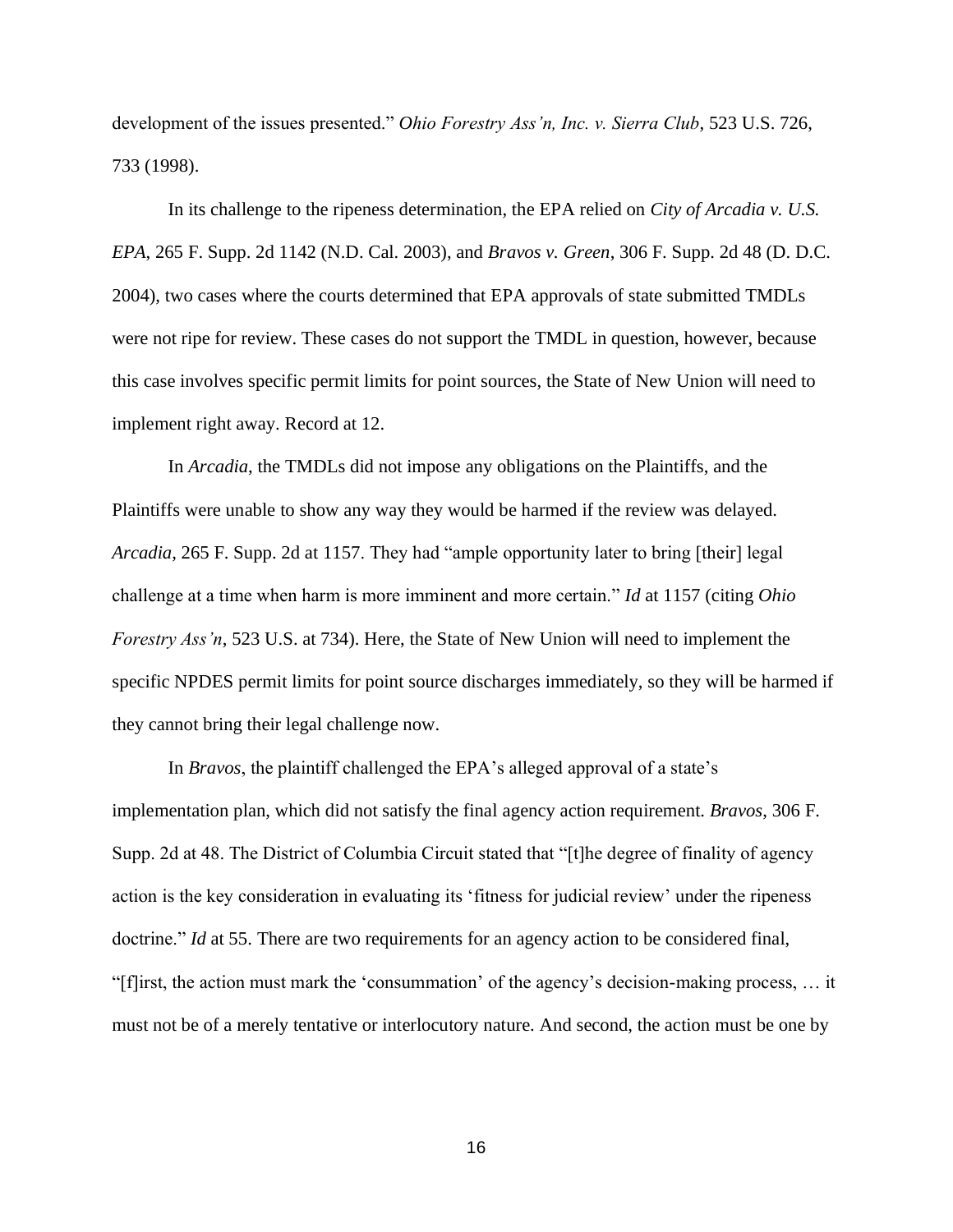development of the issues presented." *Ohio Forestry Ass'n, Inc. v. Sierra Club*, 523 U.S. 726, 733 (1998).

In its challenge to the ripeness determination, the EPA relied on *City of Arcadia v. U.S. EPA*, 265 F. Supp. 2d 1142 (N.D. Cal. 2003), and *Bravos v. Green*, 306 F. Supp. 2d 48 (D. D.C. 2004), two cases where the courts determined that EPA approvals of state submitted TMDLs were not ripe for review. These cases do not support the TMDL in question, however, because this case involves specific permit limits for point sources, the State of New Union will need to implement right away. Record at 12.

In *Arcadia*, the TMDLs did not impose any obligations on the Plaintiffs, and the Plaintiffs were unable to show any way they would be harmed if the review was delayed. *Arcadia*, 265 F. Supp. 2d at 1157. They had "ample opportunity later to bring [their] legal challenge at a time when harm is more imminent and more certain." *Id* at 1157 (citing *Ohio Forestry Ass'n*, 523 U.S. at 734). Here, the State of New Union will need to implement the specific NPDES permit limits for point source discharges immediately, so they will be harmed if they cannot bring their legal challenge now.

In *Bravos*, the plaintiff challenged the EPA's alleged approval of a state's implementation plan, which did not satisfy the final agency action requirement. *Bravos*, 306 F. Supp. 2d at 48. The District of Columbia Circuit stated that "[t]he degree of finality of agency action is the key consideration in evaluating its 'fitness for judicial review' under the ripeness doctrine." *Id* at 55. There are two requirements for an agency action to be considered final, "[f]irst, the action must mark the 'consummation' of the agency's decision-making process, … it must not be of a merely tentative or interlocutory nature. And second, the action must be one by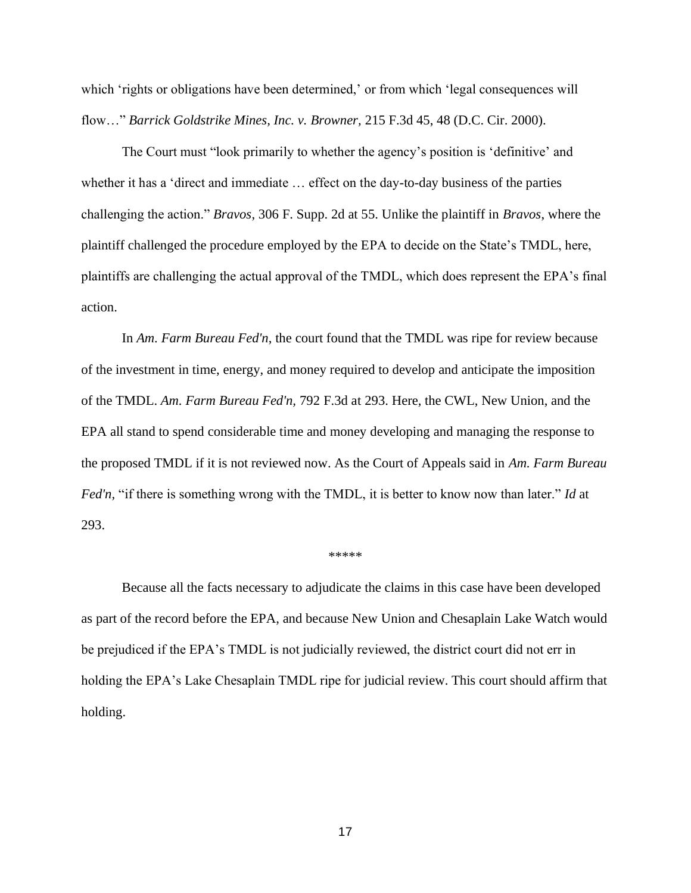which 'rights or obligations have been determined,' or from which 'legal consequences will flow…" *Barrick Goldstrike Mines, Inc. v. Browner*, 215 F.3d 45, 48 (D.C. Cir. 2000).

The Court must "look primarily to whether the agency's position is 'definitive' and whether it has a 'direct and immediate … effect on the day-to-day business of the parties challenging the action." *Bravos*, 306 F. Supp. 2d at 55. Unlike the plaintiff in *Bravos*, where the plaintiff challenged the procedure employed by the EPA to decide on the State's TMDL, here, plaintiffs are challenging the actual approval of the TMDL, which does represent the EPA's final action.

In *Am. Farm Bureau Fed'n*, the court found that the TMDL was ripe for review because of the investment in time, energy, and money required to develop and anticipate the imposition of the TMDL. *Am. Farm Bureau Fed'n,* 792 F.3d at 293. Here, the CWL, New Union, and the EPA all stand to spend considerable time and money developing and managing the response to the proposed TMDL if it is not reviewed now. As the Court of Appeals said in *Am. Farm Bureau Fed'n,* "if there is something wrong with the TMDL, it is better to know now than later." *Id* at 293.

*****

Because all the facts necessary to adjudicate the claims in this case have been developed as part of the record before the EPA, and because New Union and Chesaplain Lake Watch would be prejudiced if the EPA's TMDL is not judicially reviewed, the district court did not err in holding the EPA's Lake Chesaplain TMDL ripe for judicial review. This court should affirm that holding.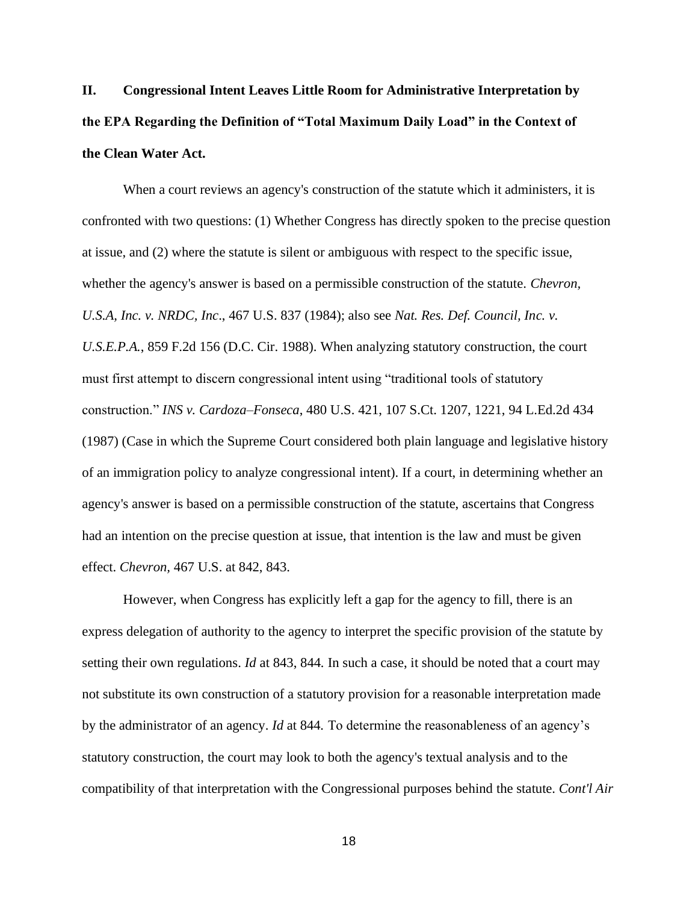## II. Congressional Intent Leaves Little Room for Administrative Interpretation by the EPA Regarding the Definition of "Total Maximum Daily Load" in the Context of the Clean Water Act.

When a court reviews an agency's construction of the statute which it administers, it is confronted with two questions: (1) Whether Congress has directly spoken to the precise question at issue, and (2) where the statute is silent or ambiguous with respect to the specific issue, whether the agency's answer is based on a permissible construction of the statute. *Chevron, U.S.A, Inc. v. NRDC, Inc*., 467 U.S. 837 (1984); also see *Nat. Res. Def. Council, Inc. v. U.S.E.P.A.*, 859 F.2d 156 (D.C. Cir. 1988). When analyzing statutory construction, the court must first attempt to discern congressional intent using "traditional tools of statutory construction." *INS v. Cardoza–Fonseca*, 480 U.S. 421, 107 S.Ct. 1207, 1221, 94 L.Ed.2d 434 (1987) (Case in which the Supreme Court considered both plain language and legislative history of an immigration policy to analyze congressional intent). If a court, in determining whether an agency's answer is based on a permissible construction of the statute, ascertains that Congress had an intention on the precise question at issue, that intention is the law and must be given effect. *Chevron,* 467 U.S. at 842, 843.

However, when Congress has explicitly left a gap for the agency to fill, there is an express delegation of authority to the agency to interpret the specific provision of the statute by setting their own regulations. *Id* at 843, 844. In such a case, it should be noted that a court may not substitute its own construction of a statutory provision for a reasonable interpretation made by the administrator of an agency. *Id* at 844. To determine the reasonableness of an agency's statutory construction, the court may look to both the agency's textual analysis and to the compatibility of that interpretation with the Congressional purposes behind the statute. *Cont'l Air*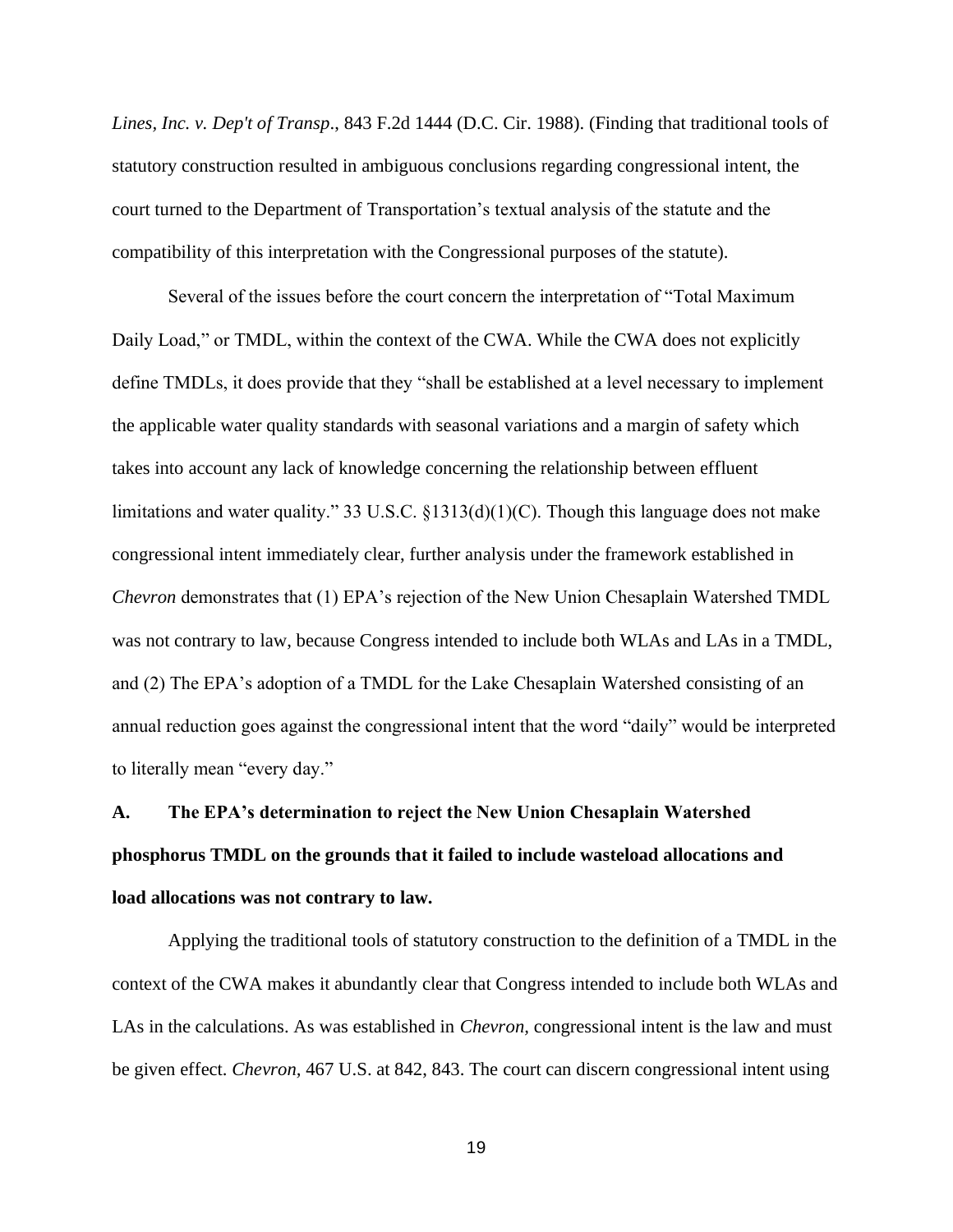*Lines, Inc. v. Dep't of Transp*., 843 F.2d 1444 (D.C. Cir. 1988). (Finding that traditional tools of statutory construction resulted in ambiguous conclusions regarding congressional intent, the court turned to the Department of Transportation's textual analysis of the statute and the compatibility of this interpretation with the Congressional purposes of the statute).

Several of the issues before the court concern the interpretation of "Total Maximum Daily Load," or TMDL, within the context of the CWA. While the CWA does not explicitly define TMDLs, it does provide that they "shall be established at a level necessary to implement the applicable water quality standards with seasonal variations and a margin of safety which takes into account any lack of knowledge concerning the relationship between effluent limitations and water quality." 33 U.S.C. §1313(d)(1)(C). Though this language does not make congressional intent immediately clear, further analysis under the framework established in *Chevron* demonstrates that (1) EPA's rejection of the New Union Chesaplain Watershed TMDL was not contrary to law, because Congress intended to include both WLAs and LAs in a TMDL, and (2) The EPA's adoption of a TMDL for the Lake Chesaplain Watershed consisting of an annual reduction goes against the congressional intent that the word "daily" would be interpreted to literally mean "every day."

### A. The EPA's determination to reject the New Union Chesaplain Watershed phosphorus TMDL on the grounds that it failed to include wasteload allocations and load allocations was not contrary to law.

Applying the traditional tools of statutory construction to the definition of a TMDL in the context of the CWA makes it abundantly clear that Congress intended to include both WLAs and LAs in the calculations. As was established in *Chevron*, congressional intent is the law and must be given effect. *Chevron*, 467 U.S. at 842, 843. The court can discern congressional intent using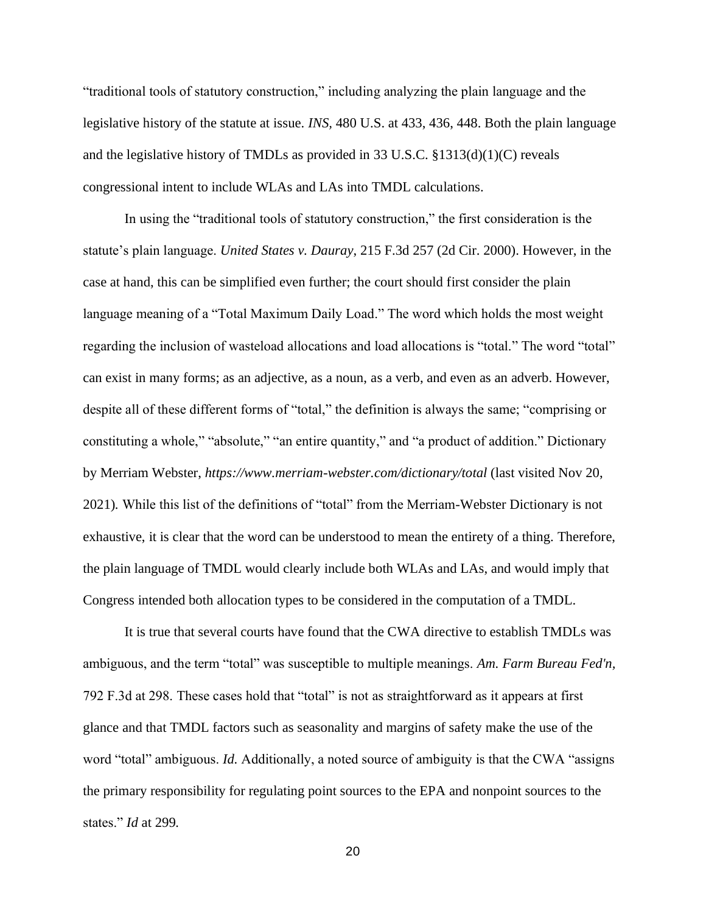"traditional tools of statutory construction," including analyzing the plain language and the legislative history of the statute at issue. *INS*, 480 U.S. at 433, 436, 448. Both the plain language and the legislative history of TMDLs as provided in 33 U.S.C. §1313(d)(1)(C) reveals congressional intent to include WLAs and LAs into TMDL calculations.

In using the "traditional tools of statutory construction," the first consideration is the statute's plain language. *United States v. Dauray*, 215 F.3d 257 (2d Cir. 2000). However, in the case at hand, this can be simplified even further; the court should first consider the plain language meaning of a "Total Maximum Daily Load." The word which holds the most weight regarding the inclusion of wasteload allocations and load allocations is "total." The word "total" can exist in many forms; as an adjective, as a noun, as a verb, and even as an adverb. However, despite all of these different forms of "total," the definition is always the same; "comprising or constituting a whole," "absolute," "an entire quantity," and "a product of addition." Dictionary by Merriam Webster, *https://www.merriam-webster.com/dictionary/total* (last visited Nov 20, 2021). While this list of the definitions of "total" from the Merriam-Webster Dictionary is not exhaustive, it is clear that the word can be understood to mean the entirety of a thing. Therefore, the plain language of TMDL would clearly include both WLAs and LAs, and would imply that Congress intended both allocation types to be considered in the computation of a TMDL.

It is true that several courts have found that the CWA directive to establish TMDLs was ambiguous, and the term "total" was susceptible to multiple meanings. *Am. Farm Bureau Fed'n*, 792 F.3d at 298. These cases hold that "total" is not as straightforward as it appears at first glance and that TMDL factors such as seasonality and margins of safety make the use of the word "total" ambiguous. *Id.* Additionally, a noted source of ambiguity is that the CWA "assigns the primary responsibility for regulating point sources to the EPA and nonpoint sources to the states." *Id* at 299.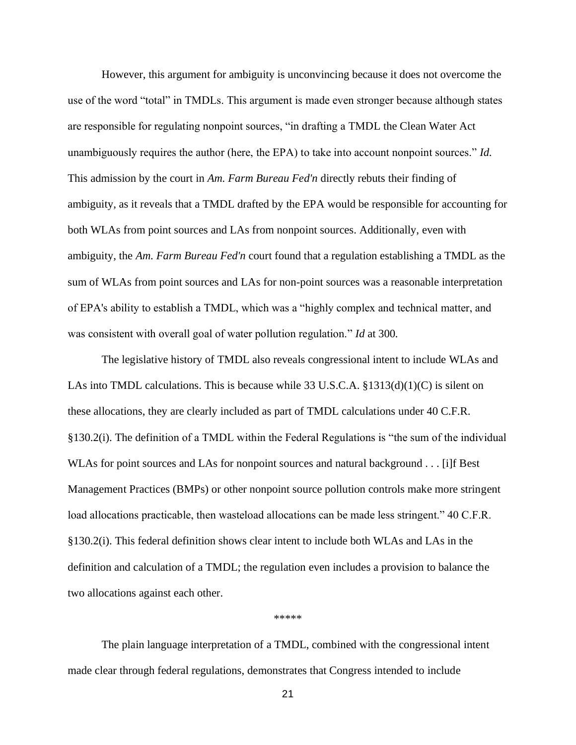However, this argument for ambiguity is unconvincing because it does not overcome the use of the word "total" in TMDLs. This argument is made even stronger because although states are responsible for regulating nonpoint sources, "in drafting a TMDL the Clean Water Act unambiguously requires the author (here, the EPA) to take into account nonpoint sources." *Id.* This admission by the court in *Am. Farm Bureau Fed'n* directly rebuts their finding of ambiguity, as it reveals that a TMDL drafted by the EPA would be responsible for accounting for both WLAs from point sources and LAs from nonpoint sources. Additionally, even with ambiguity, the *Am. Farm Bureau Fed'n* court found that a regulation establishing a TMDL as the sum of WLAs from point sources and LAs for non-point sources was a reasonable interpretation of EPA's ability to establish a TMDL, which was a "highly complex and technical matter, and was consistent with overall goal of water pollution regulation." *Id* at 300.

The legislative history of TMDL also reveals congressional intent to include WLAs and LAs into TMDL calculations. This is because while 33 U.S.C.A. §1313(d)(1)(C) is silent on these allocations, they are clearly included as part of TMDL calculations under 40 C.F.R. §130.2(i). The definition of a TMDL within the Federal Regulations is "the sum of the individual WLAs for point sources and LAs for nonpoint sources and natural background . . . [i]f Best Management Practices (BMPs) or other nonpoint source pollution controls make more stringent load allocations practicable, then wasteload allocations can be made less stringent." 40 C.F.R. §130.2(i). This federal definition shows clear intent to include both WLAs and LAs in the definition and calculation of a TMDL; the regulation even includes a provision to balance the two allocations against each other.

\*\*\*\*\*

The plain language interpretation of a TMDL, combined with the congressional intent made clear through federal regulations, demonstrates that Congress intended to include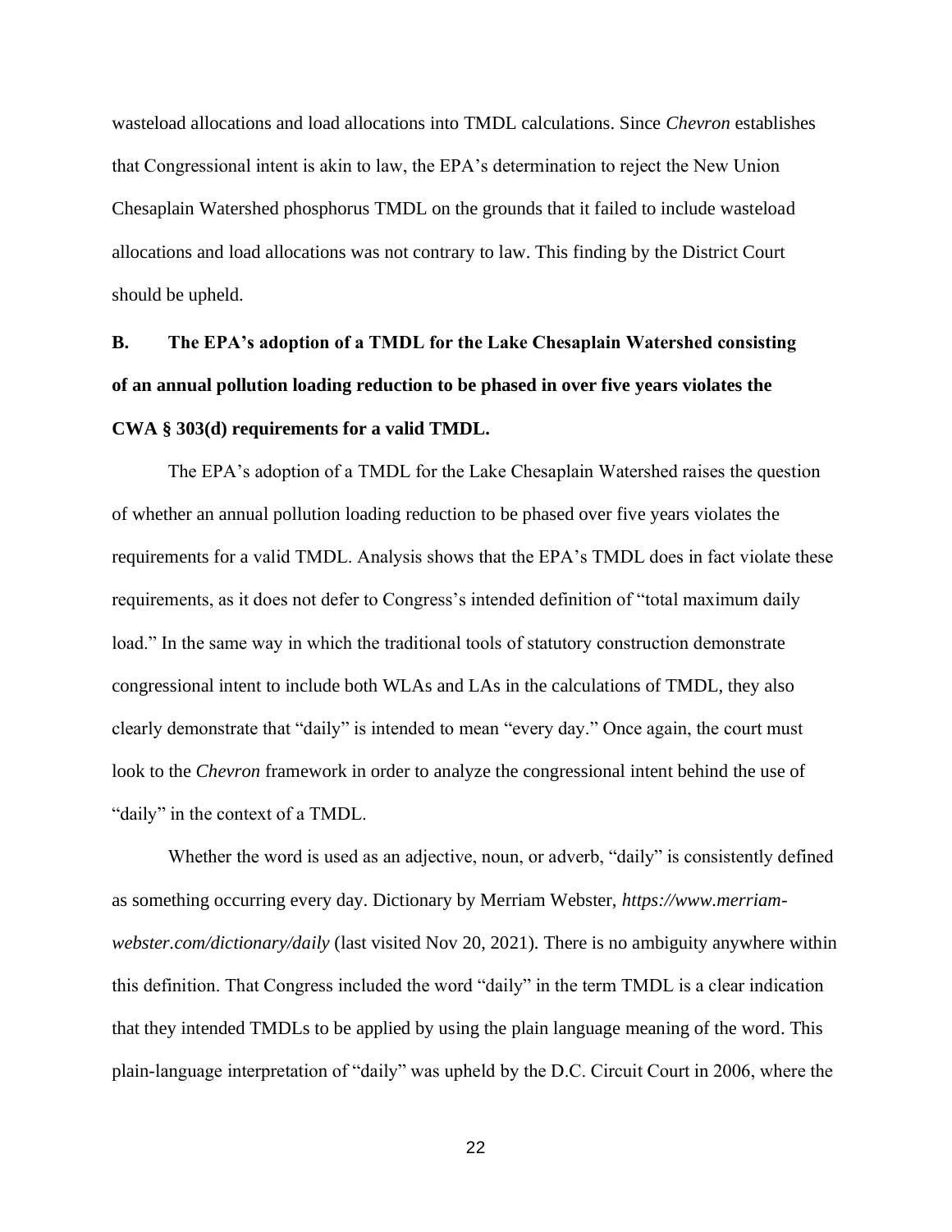wasteload allocations and load allocations into TMDL calculations. Since *Chevron* establishes that Congressional intent is akin to law, the EPA's determination to reject the New Union Chesaplain Watershed phosphorus TMDL on the grounds that it failed to include wasteload allocations and load allocations was not contrary to law. This finding by the District Court should be upheld.

### B. The EPA's adoption of a TMDL for the Lake Chesaplain Watershed consisting of an annual pollution loading reduction to be phased in over five years violates the CWA § 303(d) requirements for a valid TMDL.

The EPA's adoption of a TMDL for the Lake Chesaplain Watershed raises the question of whether an annual pollution loading reduction to be phased over five years violates the requirements for a valid TMDL. Analysis shows that the EPA's TMDL does in fact violate these requirements, as it does not defer to Congress's intended definition of "total maximum daily load." In the same way in which the traditional tools of statutory construction demonstrate congressional intent to include both WLAs and LAs in the calculations of TMDL, they also clearly demonstrate that "daily" is intended to mean "every day." Once again, the court must look to the *Chevron* framework in order to analyze the congressional intent behind the use of "daily" in the context of a TMDL.

Whether the word is used as an adjective, noun, or adverb, "daily" is consistently defined as something occurring every day. Dictionary by Merriam Webster, *https://www.merriam-webster.com/dictionary/daily* (last visited Nov 20, 2021). There is no ambiguity anywhere within this definition. That Congress included the word "daily" in the term TMDL is a clear indication that they intended TMDLs to be applied by using the plain language meaning of the word. This plain-language interpretation of "daily" was upheld by the D.C. Circuit Court in 2006, where the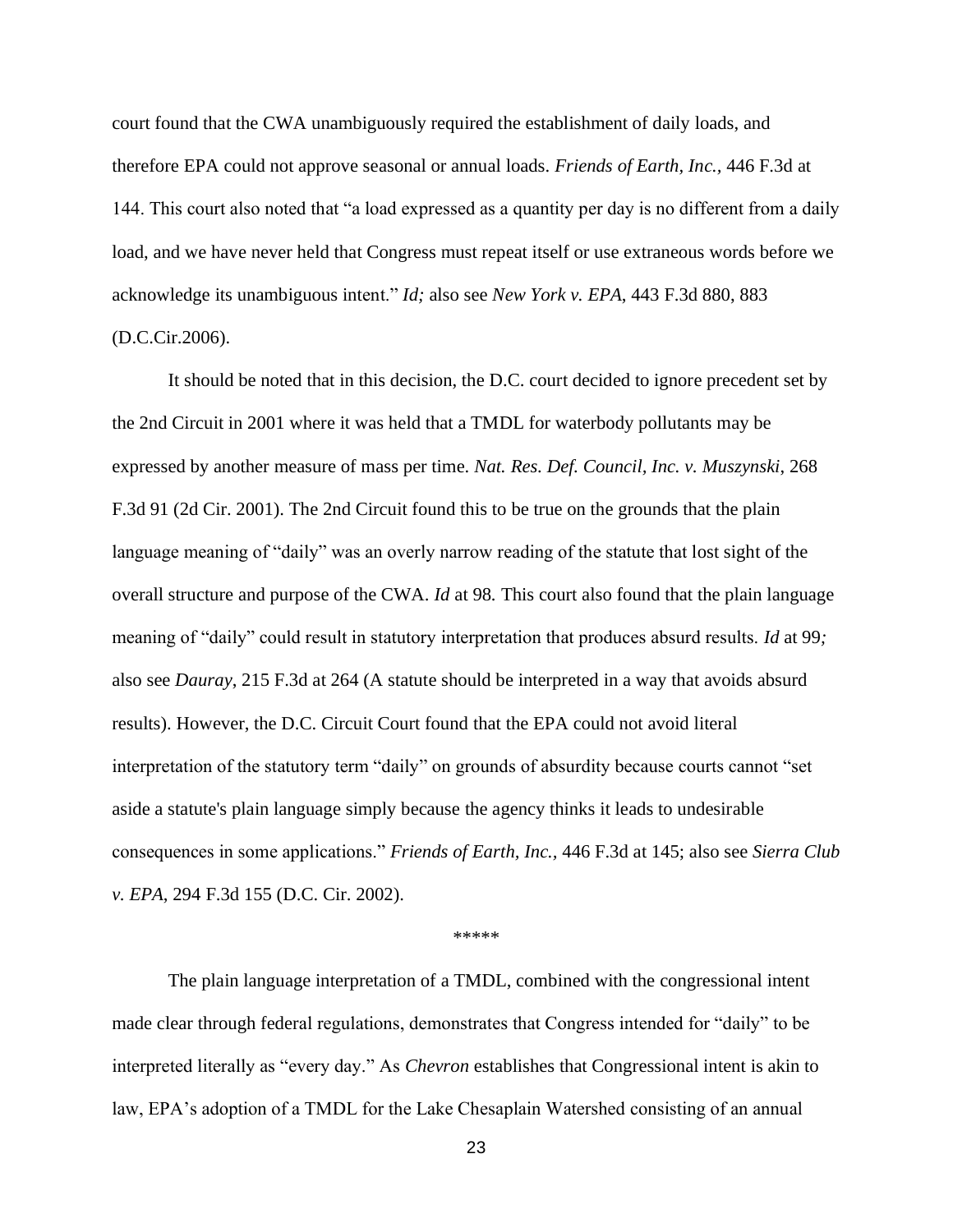court found that the CWA unambiguously required the establishment of daily loads, and therefore EPA could not approve seasonal or annual loads. *Friends of Earth, Inc.*, 446 F.3d at 144. This court also noted that "a load expressed as a quantity per day is no different from a daily load, and we have never held that Congress must repeat itself or use extraneous words before we acknowledge its unambiguous intent." *Id;* also see *New York v. EPA*, 443 F.3d 880, 883 (D.C.Cir.2006).

It should be noted that in this decision, the D.C. court decided to ignore precedent set by the 2nd Circuit in 2001 where it was held that a TMDL for waterbody pollutants may be expressed by another measure of mass per time. *Nat. Res. Def. Council, Inc. v. Muszynski*, 268 F.3d 91 (2d Cir. 2001). The 2nd Circuit found this to be true on the grounds that the plain language meaning of "daily" was an overly narrow reading of the statute that lost sight of the overall structure and purpose of the CWA. *Id* at 98. This court also found that the plain language meaning of "daily" could result in statutory interpretation that produces absurd results. *Id* at 99*;* also see *Dauray*, 215 F.3d at 264 (A statute should be interpreted in a way that avoids absurd results). However, the D.C. Circuit Court found that the EPA could not avoid literal interpretation of the statutory term "daily" on grounds of absurdity because courts cannot "set aside a statute's plain language simply because the agency thinks it leads to undesirable consequences in some applications." *Friends of Earth, Inc.*, 446 F.3d at 145; also see *Sierra Club v. EPA*, 294 F.3d 155 (D.C. Cir. 2002).

*****

The plain language interpretation of a TMDL, combined with the congressional intent made clear through federal regulations, demonstrates that Congress intended for "daily" to be interpreted literally as "every day." As *Chevron* establishes that Congressional intent is akin to law, EPA's adoption of a TMDL for the Lake Chesaplain Watershed consisting of an annual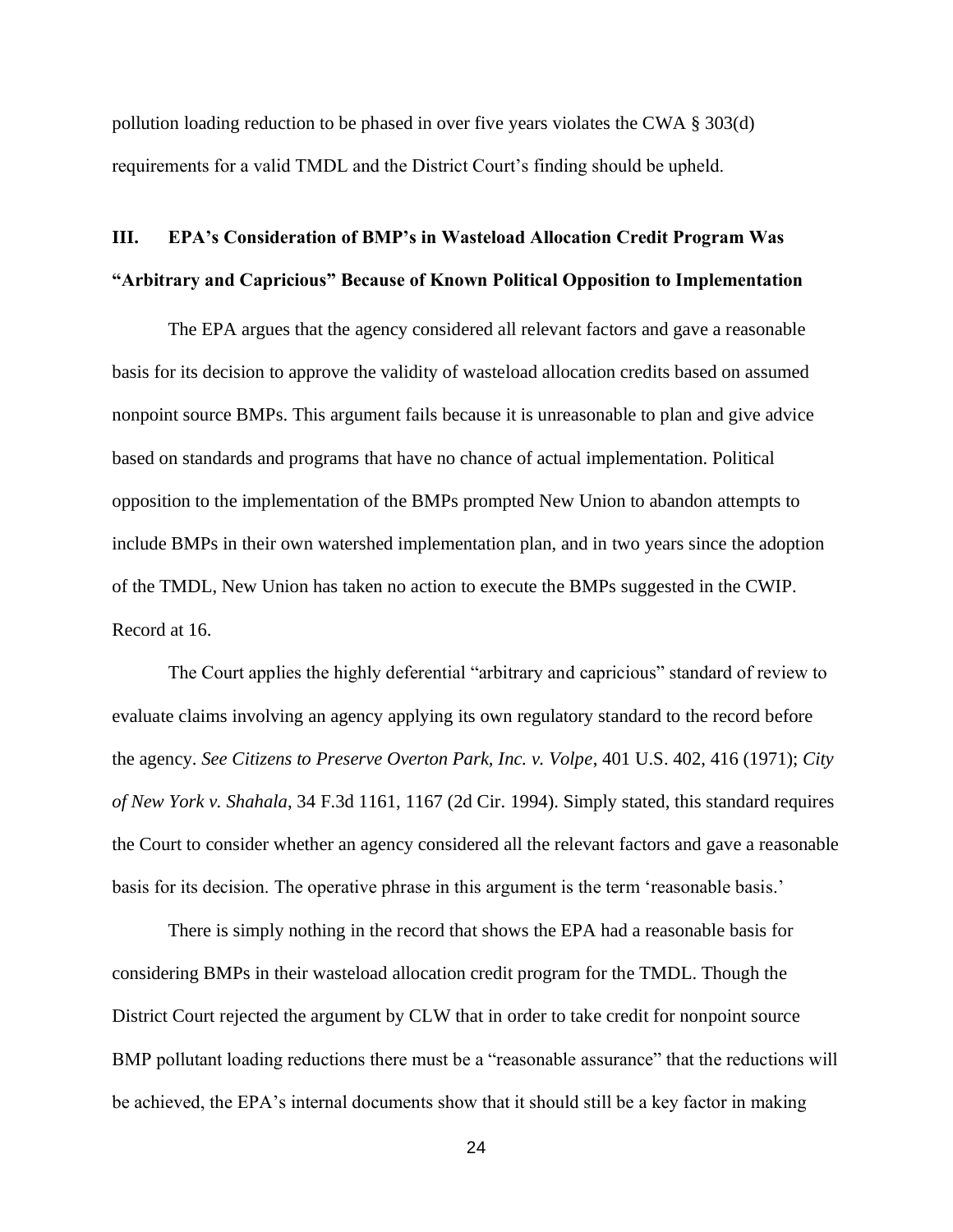pollution loading reduction to be phased in over five years violates the CWA § 303(d) requirements for a valid TMDL and the District Court's finding should be upheld.

## III. EPA's Consideration of BMP's in Wasteload Allocation Credit Program Was "Arbitrary and Capricious" Because of Known Political Opposition to Implementation

The EPA argues that the agency considered all relevant factors and gave a reasonable basis for its decision to approve the validity of wasteload allocation credits based on assumed nonpoint source BMPs. This argument fails because it is unreasonable to plan and give advice based on standards and programs that have no chance of actual implementation. Political opposition to the implementation of the BMPs prompted New Union to abandon attempts to include BMPs in their own watershed implementation plan, and in two years since the adoption of the TMDL, New Union has taken no action to execute the BMPs suggested in the CWIP. Record at 16.

The Court applies the highly deferential "arbitrary and capricious" standard of review to evaluate claims involving an agency applying its own regulatory standard to the record before the agency. *See Citizens to Preserve Overton Park, Inc. v. Volpe*, 401 U.S. 402, 416 (1971); *City of New York v. Shahala*, 34 F.3d 1161, 1167 (2d Cir. 1994). Simply stated, this standard requires the Court to consider whether an agency considered all the relevant factors and gave a reasonable basis for its decision. The operative phrase in this argument is the term 'reasonable basis.'

There is simply nothing in the record that shows the EPA had a reasonable basis for considering BMPs in their wasteload allocation credit program for the TMDL. Though the District Court rejected the argument by CLW that in order to take credit for nonpoint source BMP pollutant loading reductions there must be a "reasonable assurance" that the reductions will be achieved, the EPA's internal documents show that it should still be a key factor in making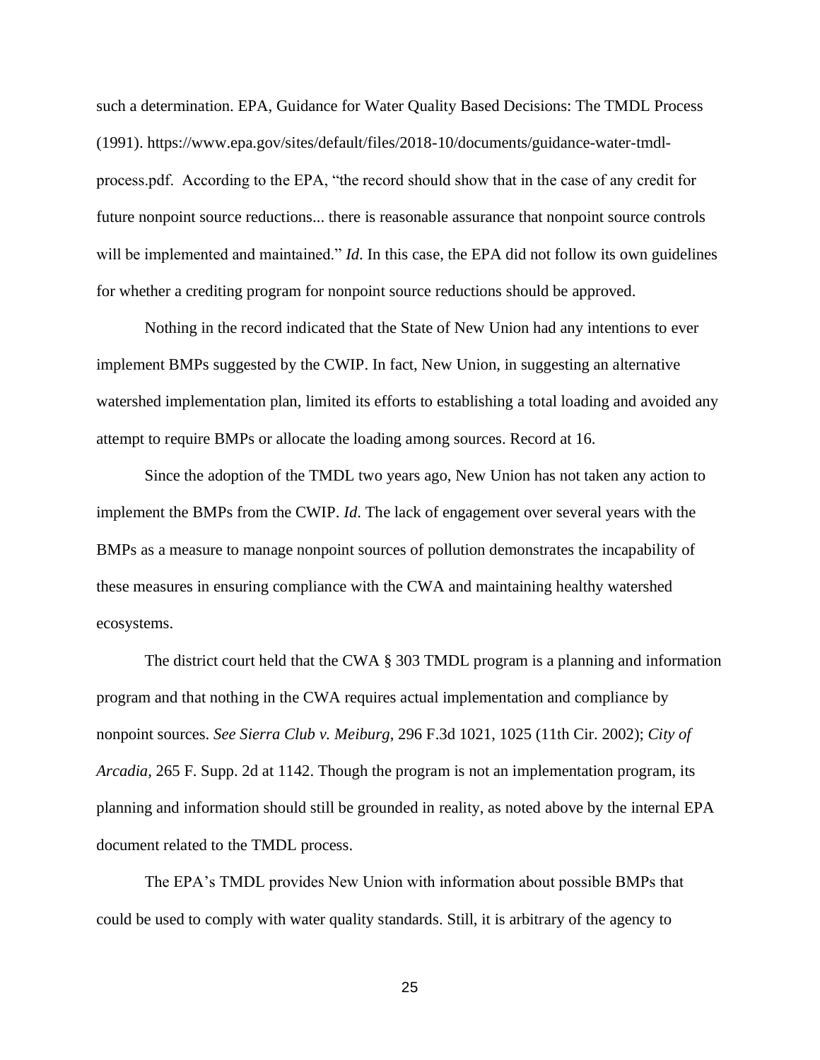such a determination. EPA, Guidance for Water Quality Based Decisions: The TMDL Process (1991). https://www.epa.gov/sites/default/files/2018-10/documents/guidance-water-tmdl-process.pdf. According to the EPA, "the record should show that in the case of any credit for future nonpoint source reductions... there is reasonable assurance that nonpoint source controls will be implemented and maintained." *Id*. In this case, the EPA did not follow its own guidelines for whether a crediting program for nonpoint source reductions should be approved.

Nothing in the record indicated that the State of New Union had any intentions to ever implement BMPs suggested by the CWIP. In fact, New Union, in suggesting an alternative watershed implementation plan, limited its efforts to establishing a total loading and avoided any attempt to require BMPs or allocate the loading among sources. Record at 16.

Since the adoption of the TMDL two years ago, New Union has not taken any action to implement the BMPs from the CWIP. *Id*. The lack of engagement over several years with the BMPs as a measure to manage nonpoint sources of pollution demonstrates the incapability of these measures in ensuring compliance with the CWA and maintaining healthy watershed ecosystems.

The district court held that the CWA § 303 TMDL program is a planning and information program and that nothing in the CWA requires actual implementation and compliance by nonpoint sources. *See Sierra Club v. Meiburg*, 296 F.3d 1021, 1025 (11th Cir. 2002); *City of Arcadia*, 265 F. Supp. 2d at 1142. Though the program is not an implementation program, its planning and information should still be grounded in reality, as noted above by the internal EPA document related to the TMDL process.

The EPA's TMDL provides New Union with information about possible BMPs that could be used to comply with water quality standards. Still, it is arbitrary of the agency to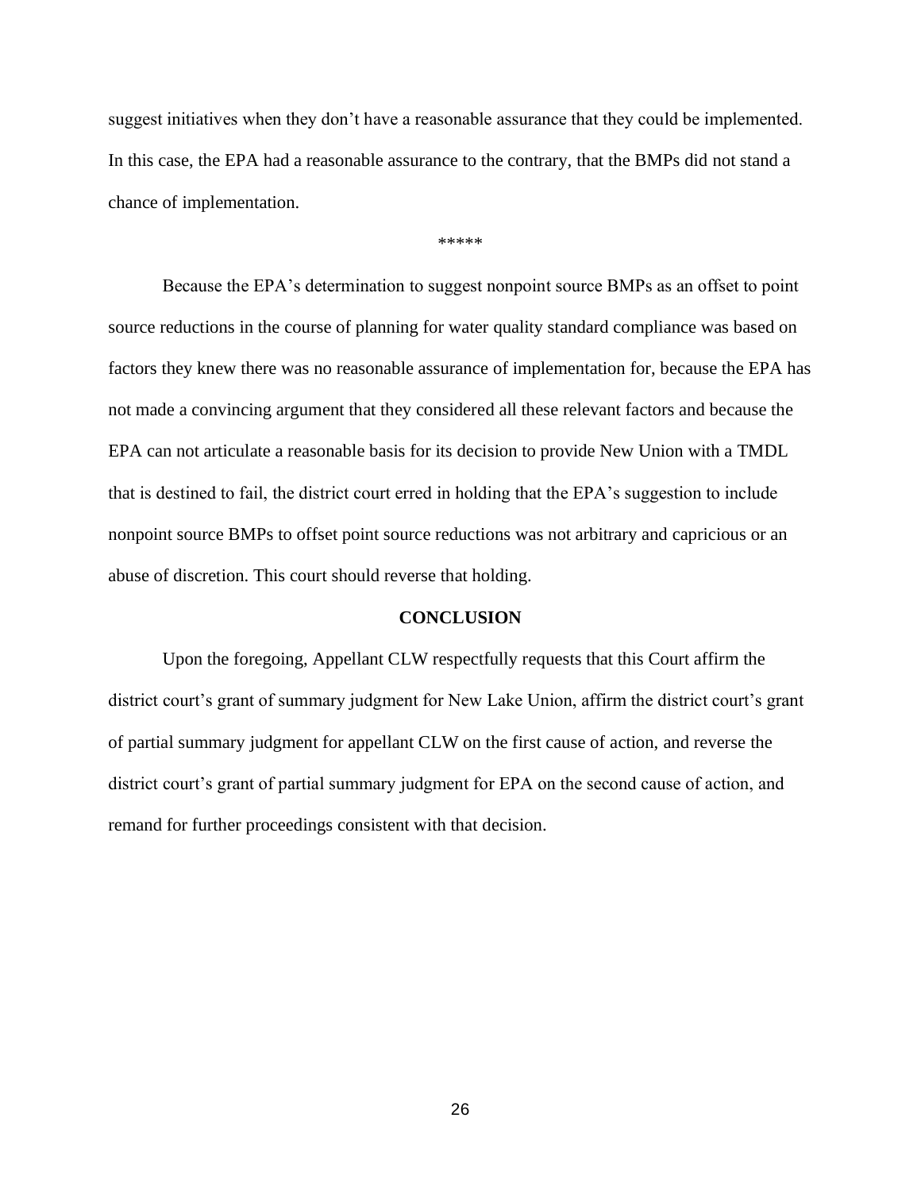suggest initiatives when they don't have a reasonable assurance that they could be implemented. In this case, the EPA had a reasonable assurance to the contrary, that the BMPs did not stand a chance of implementation.

*****

Because the EPA's determination to suggest nonpoint source BMPs as an offset to point source reductions in the course of planning for water quality standard compliance was based on factors they knew there was no reasonable assurance of implementation for, because the EPA has not made a convincing argument that they considered all these relevant factors and because the EPA can not articulate a reasonable basis for its decision to provide New Union with a TMDL that is destined to fail, the district court erred in holding that the EPA's suggestion to include nonpoint source BMPs to offset point source reductions was not arbitrary and capricious or an abuse of discretion. This court should reverse that holding.

## CONCLUSION

Upon the foregoing, Appellant CLW respectfully requests that this Court affirm the district court's grant of summary judgment for New Lake Union, affirm the district court's grant of partial summary judgment for appellant CLW on the first cause of action, and reverse the district court's grant of partial summary judgment for EPA on the second cause of action, and remand for further proceedings consistent with that decision.